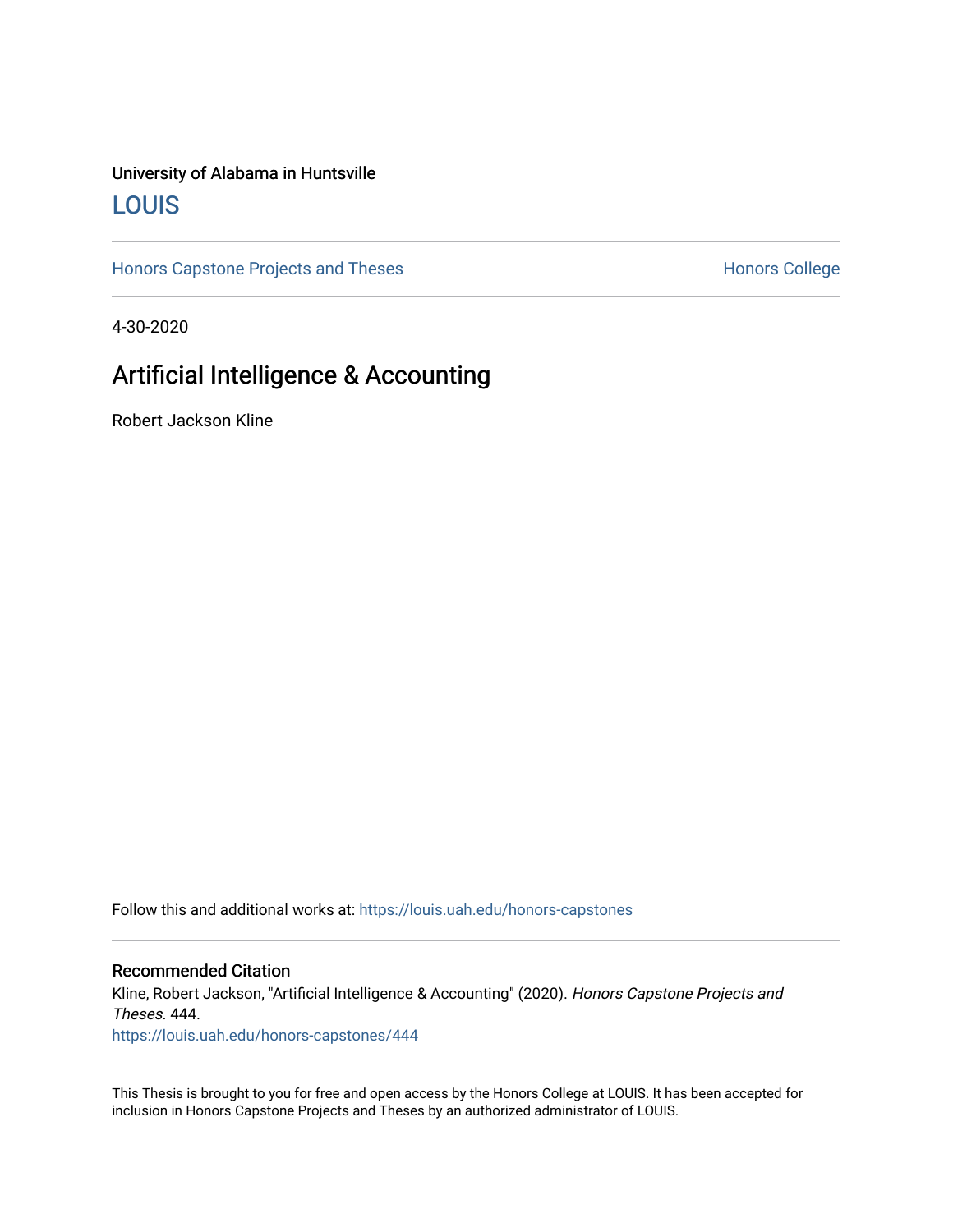University of Alabama in Huntsville

[LOUIS](https://louis.uah.edu/)

[Honors Capstone Projects and Theses](https://louis.uah.edu/honors-capstones) | [Honors College](https://louis.uah.edu/honors)

4-30-2020

# Artificial Intelligence & Accounting

Robert Jackson Kline

Follow this and additional works at: https://louis.uah.edu/honors-capstones

## Recommended Citation

Kline, Robert Jackson, "Artificial Intelligence & Accounting" (2020). *Honors Capstone Projects and Theses*. 444.
https://louis.uah.edu/honors-capstones/444

This Thesis is brought to you for free and open access by the Honors College at LOUIS. It has been accepted for inclusion in Honors Capstone Projects and Theses by an authorized administrator of LOUIS.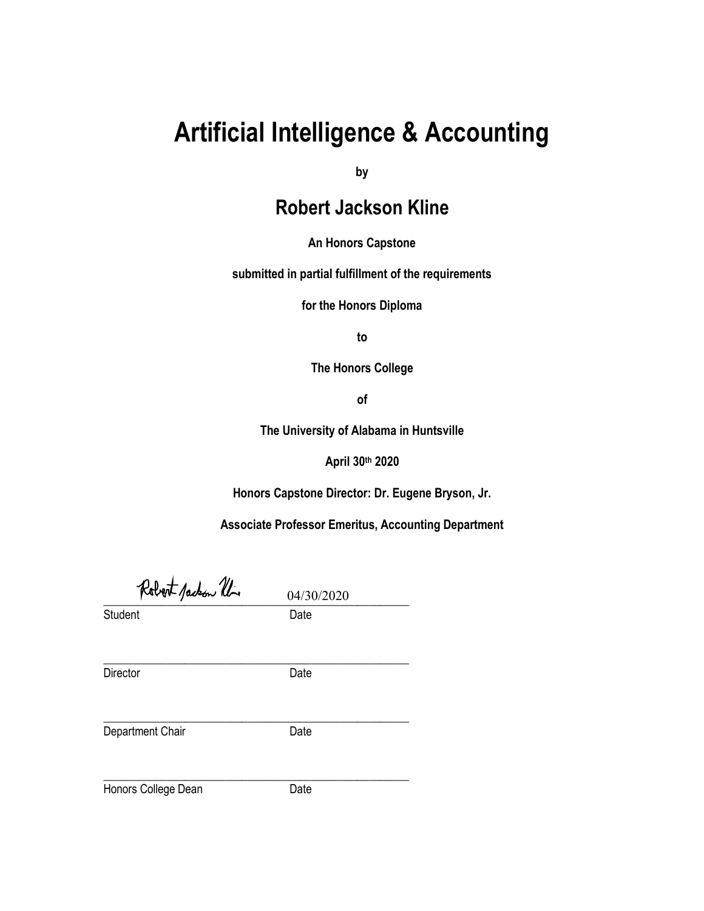# Artificial Intelligence & Accounting

**by**

## Robert Jackson Kline

**An Honors Capstone**

**submitted in partial fulfillment of the requirements**

**for the Honors Diploma**

**to**

**The Honors College**

**of**

**The University of Alabama in Huntsville**

**April 30th 2020**

**Honors Capstone Director: Dr. Eugene Bryson, Jr.**

**Associate Professor Emeritus, Accounting Department**

Robert Jackson Kline ____________________ 04/30/2020

Student Date

\_\_\_\_\_\_\_\_\_\_\_\_\_\_\_\_\_\_\_\_\_\_\_\_\_\_\_\_\_\_\_\_\_\_\_\_\_\_\_\_\_\_

Director Date

\_\_\_\_\_\_\_\_\_\_\_\_\_\_\_\_\_\_\_\_\_\_\_\_\_\_\_\_\_\_\_\_\_\_\_\_\_\_\_\_\_\_

Department Chair Date

\_\_\_\_\_\_\_\_\_\_\_\_\_\_\_\_\_\_\_\_\_\_\_\_\_\_\_\_\_\_\_\_\_\_\_\_\_\_\_\_\_\_

Honors College Dean Date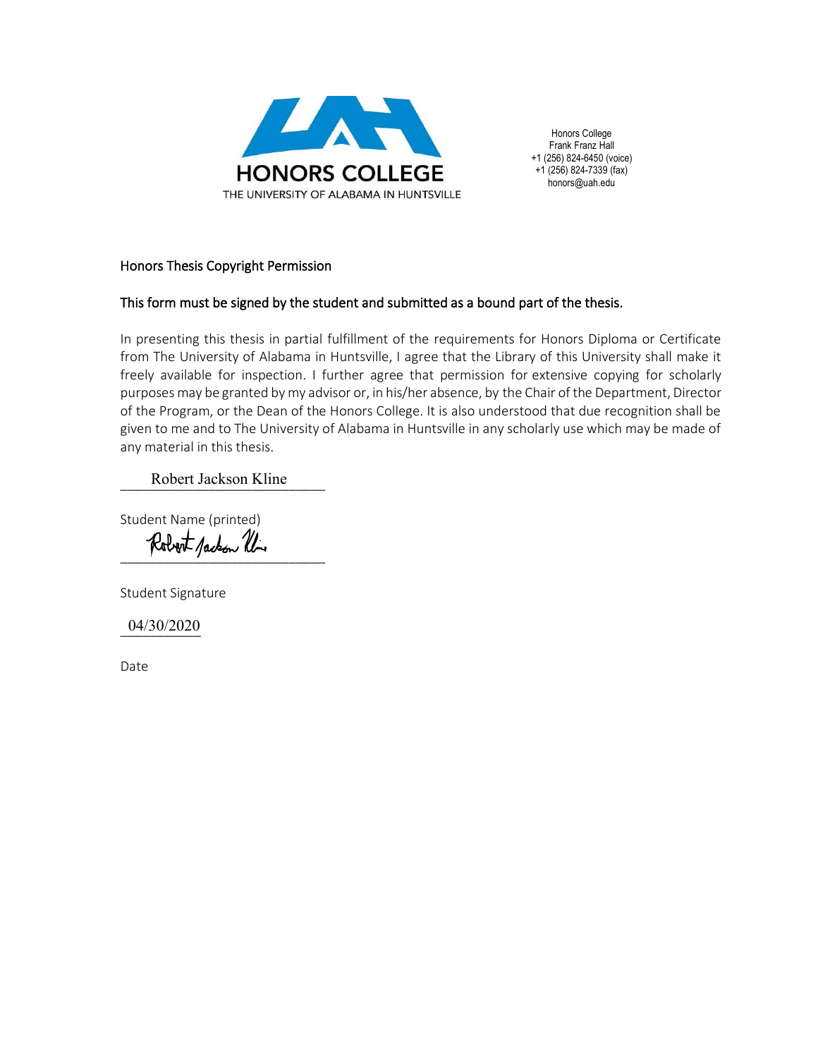HONORS COLLEGE
THE UNIVERSITY OF ALABAMA IN HUNTSVILLE

Honors College
Frank Franz Hall
+1 (256) 824-6450 (voice)
+1 (256) 824-7339 (fax)
honors@uah.edu

## Honors Thesis Copyright Permission

**This form must be signed by the student and submitted as a bound part of the thesis.**

In presenting this thesis in partial fulfillment of the requirements for Honors Diploma or Certificate from The University of Alabama in Huntsville, I agree that the Library of this University shall make it freely available for inspection. I further agree that permission for extensive copying for scholarly purposes may be granted by my advisor or, in his/her absence, by the Chair of the Department, Director of the Program, or the Dean of the Honors College. It is also understood that due recognition shall be given to me and to The University of Alabama in Huntsville in any scholarly use which may be made of any material in this thesis.

Robert Jackson Kline

Student Name (printed)

Robert Jackson Kline

Student Signature

04/30/2020

Date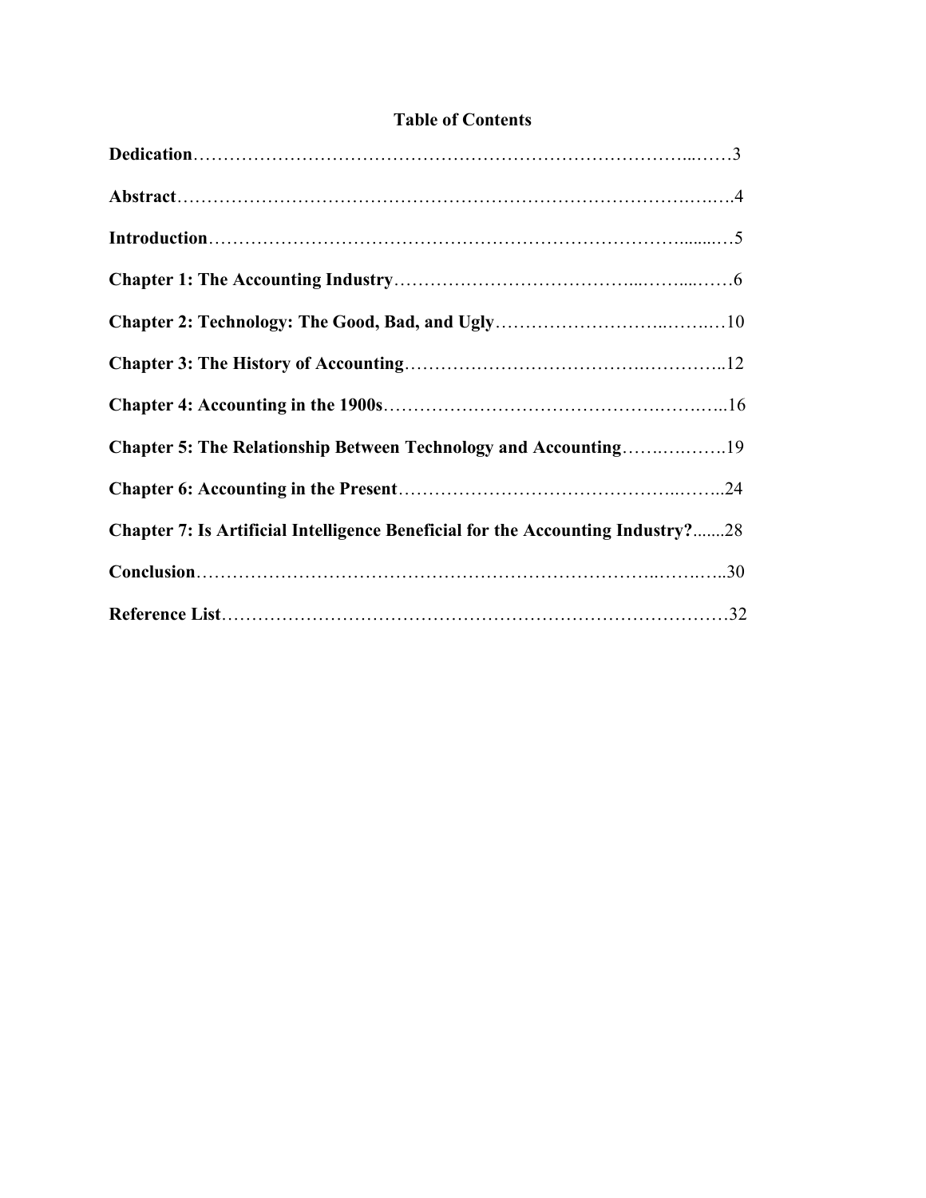## Table of Contents

**Dedication**……………………………………………………………………………3

**Abstract**………………………………………………………………………………4

**Introduction**…………………………………………………………………………5

**Chapter 1: The Accounting Industry**………………………………………………6

**Chapter 2: Technology: The Good, Bad, and Ugly**………………………………10

**Chapter 3: The History of Accounting**……………………………………………12

**Chapter 4: Accounting in the 1900s**………………………………………………16

**Chapter 5: The Relationship Between Technology and Accounting**……………19

**Chapter 6: Accounting in the Present**……………………………………………24

**Chapter 7: Is Artificial Intelligence Beneficial for the Accounting Industry?**.......28

**Conclusion**…………………………………………………………………………30

**Reference List**………………………………………………………………………32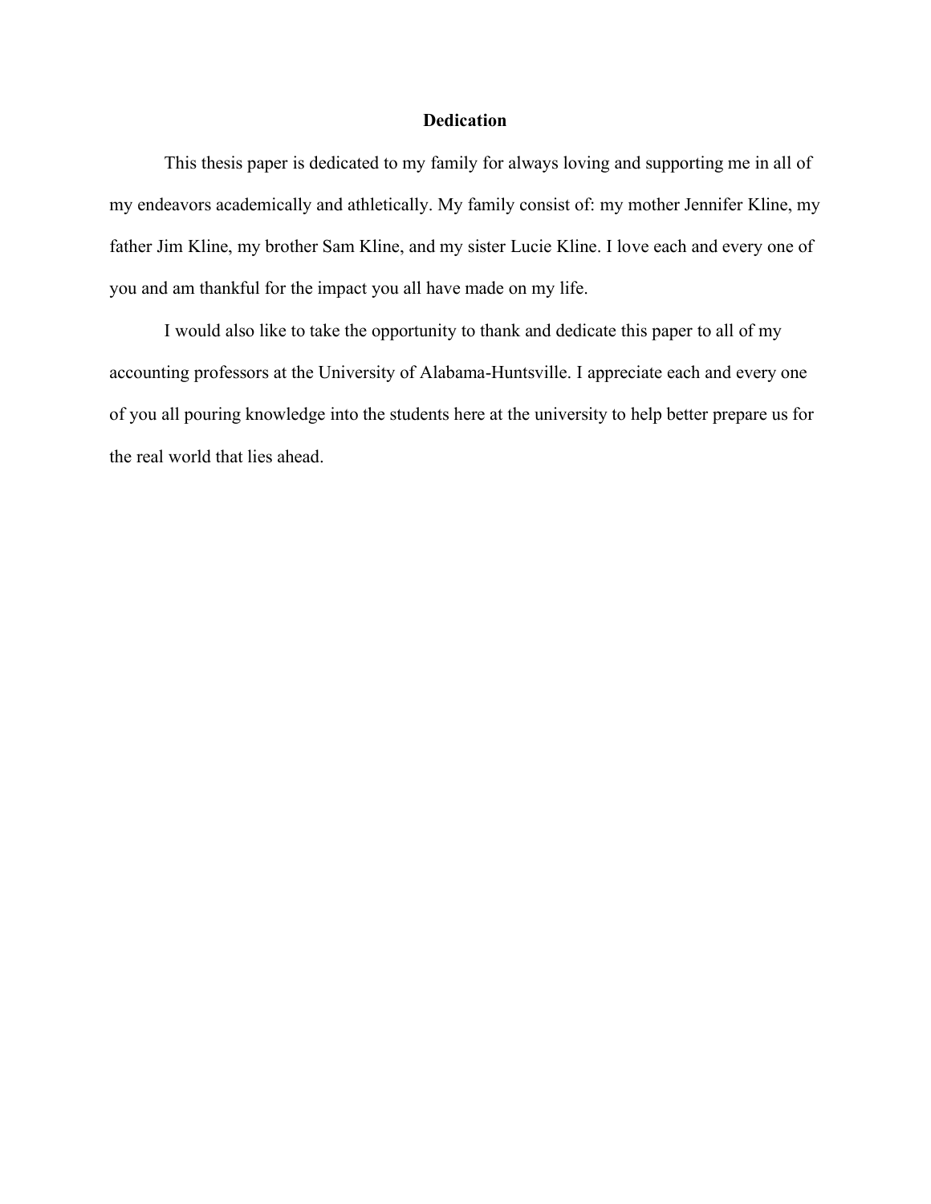# Dedication

This thesis paper is dedicated to my family for always loving and supporting me in all of my endeavors academically and athletically. My family consist of: my mother Jennifer Kline, my father Jim Kline, my brother Sam Kline, and my sister Lucie Kline. I love each and every one of you and am thankful for the impact you all have made on my life.

I would also like to take the opportunity to thank and dedicate this paper to all of my accounting professors at the University of Alabama-Huntsville. I appreciate each and every one of you all pouring knowledge into the students here at the university to help better prepare us for the real world that lies ahead.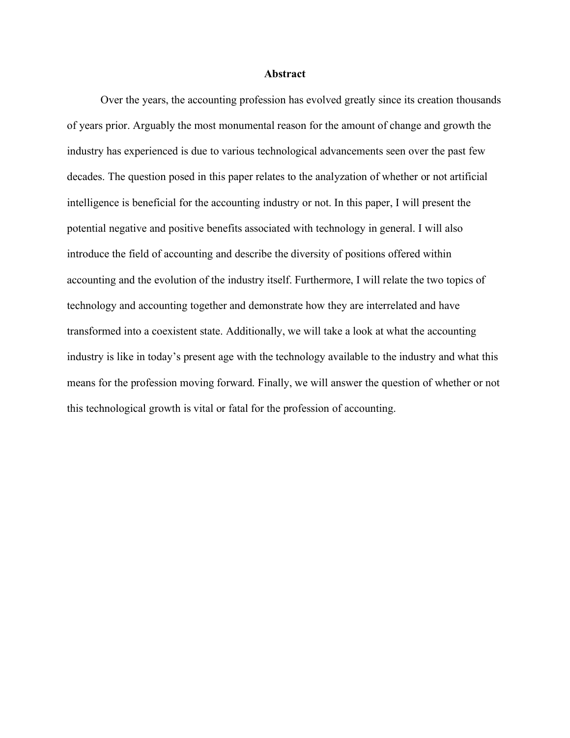## Abstract

Over the years, the accounting profession has evolved greatly since its creation thousands of years prior. Arguably the most monumental reason for the amount of change and growth the industry has experienced is due to various technological advancements seen over the past few decades. The question posed in this paper relates to the analyzation of whether or not artificial intelligence is beneficial for the accounting industry or not. In this paper, I will present the potential negative and positive benefits associated with technology in general. I will also introduce the field of accounting and describe the diversity of positions offered within accounting and the evolution of the industry itself. Furthermore, I will relate the two topics of technology and accounting together and demonstrate how they are interrelated and have transformed into a coexistent state. Additionally, we will take a look at what the accounting industry is like in today's present age with the technology available to the industry and what this means for the profession moving forward. Finally, we will answer the question of whether or not this technological growth is vital or fatal for the profession of accounting.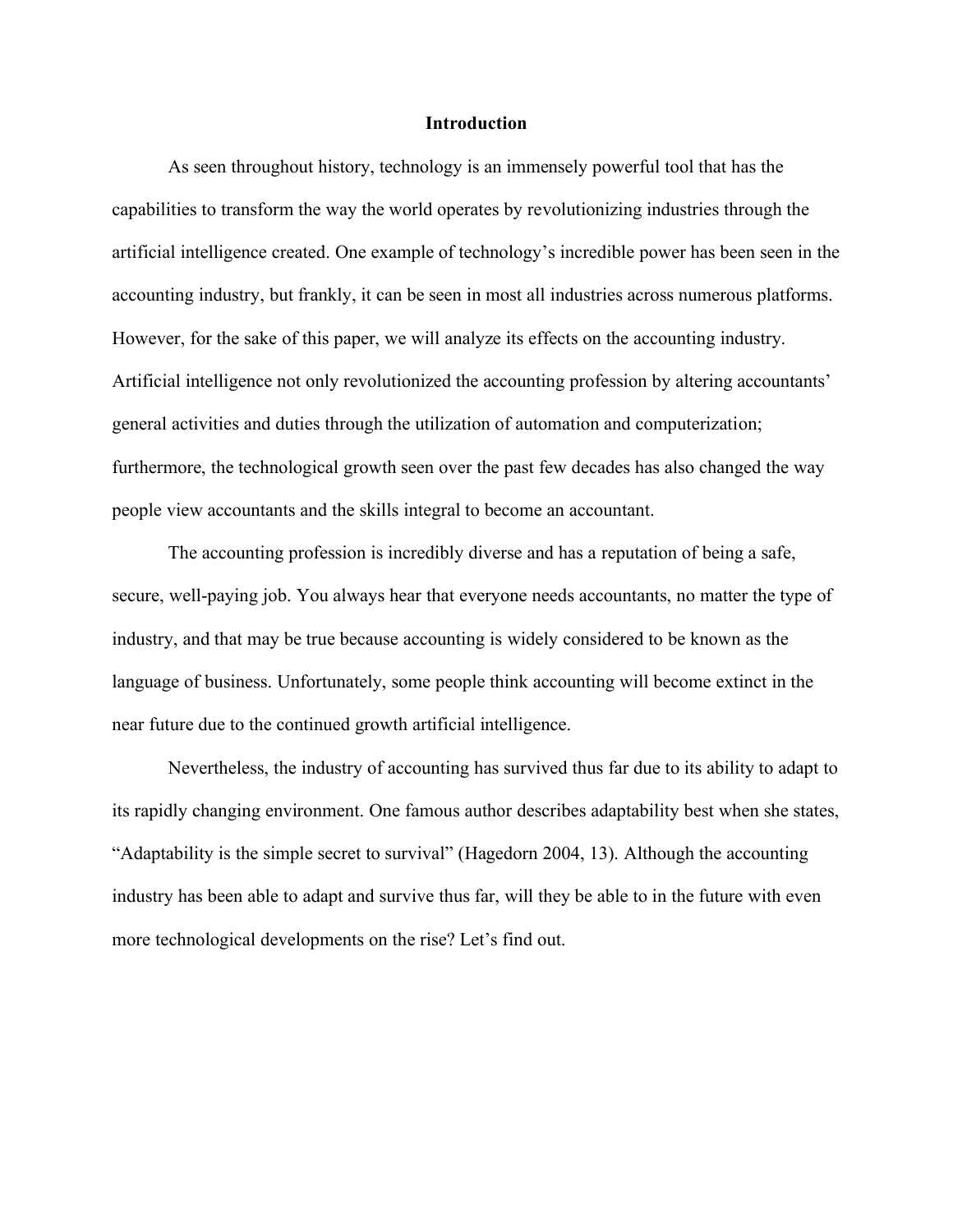## Introduction

As seen throughout history, technology is an immensely powerful tool that has the capabilities to transform the way the world operates by revolutionizing industries through the artificial intelligence created. One example of technology's incredible power has been seen in the accounting industry, but frankly, it can be seen in most all industries across numerous platforms. However, for the sake of this paper, we will analyze its effects on the accounting industry. Artificial intelligence not only revolutionized the accounting profession by altering accountants' general activities and duties through the utilization of automation and computerization; furthermore, the technological growth seen over the past few decades has also changed the way people view accountants and the skills integral to become an accountant.

The accounting profession is incredibly diverse and has a reputation of being a safe, secure, well-paying job. You always hear that everyone needs accountants, no matter the type of industry, and that may be true because accounting is widely considered to be known as the language of business. Unfortunately, some people think accounting will become extinct in the near future due to the continued growth artificial intelligence.

Nevertheless, the industry of accounting has survived thus far due to its ability to adapt to its rapidly changing environment. One famous author describes adaptability best when she states, "Adaptability is the simple secret to survival" (Hagedorn 2004, 13). Although the accounting industry has been able to adapt and survive thus far, will they be able to in the future with even more technological developments on the rise? Let's find out.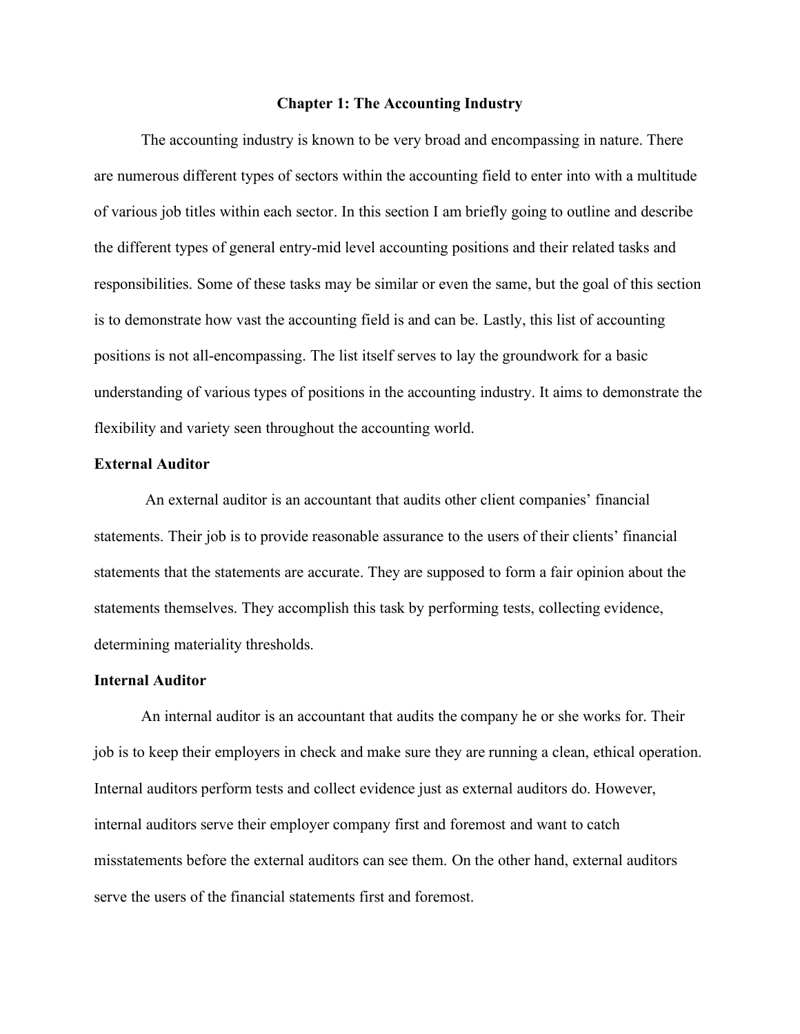# Chapter 1: The Accounting Industry

The accounting industry is known to be very broad and encompassing in nature. There are numerous different types of sectors within the accounting field to enter into with a multitude of various job titles within each sector. In this section I am briefly going to outline and describe the different types of general entry-mid level accounting positions and their related tasks and responsibilities. Some of these tasks may be similar or even the same, but the goal of this section is to demonstrate how vast the accounting field is and can be. Lastly, this list of accounting positions is not all-encompassing. The list itself serves to lay the groundwork for a basic understanding of various types of positions in the accounting industry. It aims to demonstrate the flexibility and variety seen throughout the accounting world.

**External Auditor**

An external auditor is an accountant that audits other client companies' financial statements. Their job is to provide reasonable assurance to the users of their clients' financial statements that the statements are accurate. They are supposed to form a fair opinion about the statements themselves. They accomplish this task by performing tests, collecting evidence, determining materiality thresholds.

**Internal Auditor**

An internal auditor is an accountant that audits the company he or she works for. Their job is to keep their employers in check and make sure they are running a clean, ethical operation. Internal auditors perform tests and collect evidence just as external auditors do. However, internal auditors serve their employer company first and foremost and want to catch misstatements before the external auditors can see them. On the other hand, external auditors serve the users of the financial statements first and foremost.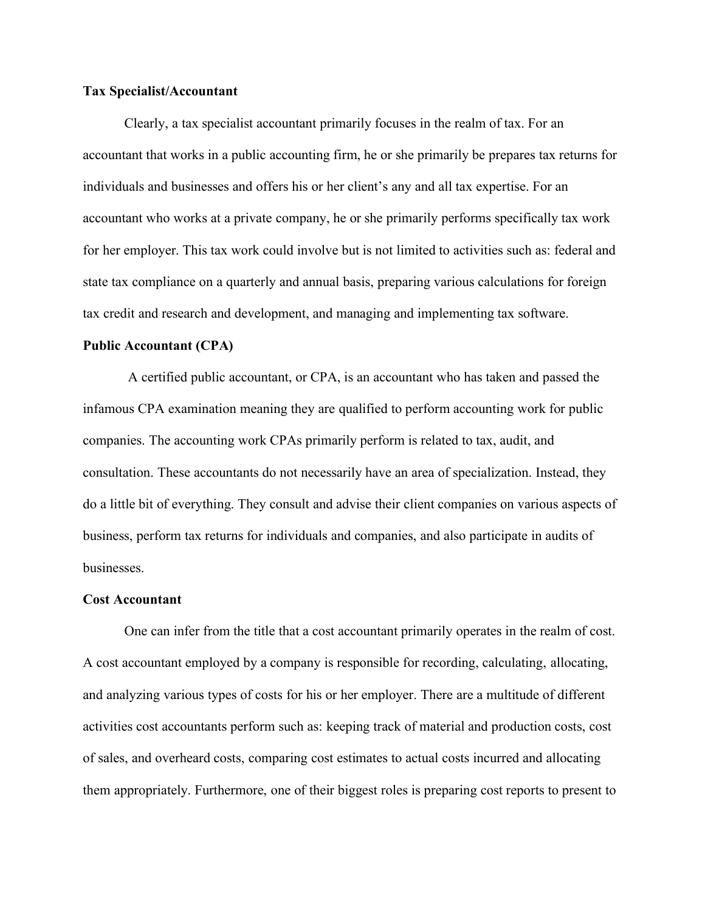**Tax Specialist/Accountant**

Clearly, a tax specialist accountant primarily focuses in the realm of tax. For an accountant that works in a public accounting firm, he or she primarily be prepares tax returns for individuals and businesses and offers his or her client's any and all tax expertise. For an accountant who works at a private company, he or she primarily performs specifically tax work for her employer. This tax work could involve but is not limited to activities such as: federal and state tax compliance on a quarterly and annual basis, preparing various calculations for foreign tax credit and research and development, and managing and implementing tax software.

**Public Accountant (CPA)**

A certified public accountant, or CPA, is an accountant who has taken and passed the infamous CPA examination meaning they are qualified to perform accounting work for public companies. The accounting work CPAs primarily perform is related to tax, audit, and consultation. These accountants do not necessarily have an area of specialization. Instead, they do a little bit of everything. They consult and advise their client companies on various aspects of business, perform tax returns for individuals and companies, and also participate in audits of businesses.

**Cost Accountant**

One can infer from the title that a cost accountant primarily operates in the realm of cost. A cost accountant employed by a company is responsible for recording, calculating, allocating, and analyzing various types of costs for his or her employer. There are a multitude of different activities cost accountants perform such as: keeping track of material and production costs, cost of sales, and overheard costs, comparing cost estimates to actual costs incurred and allocating them appropriately. Furthermore, one of their biggest roles is preparing cost reports to present to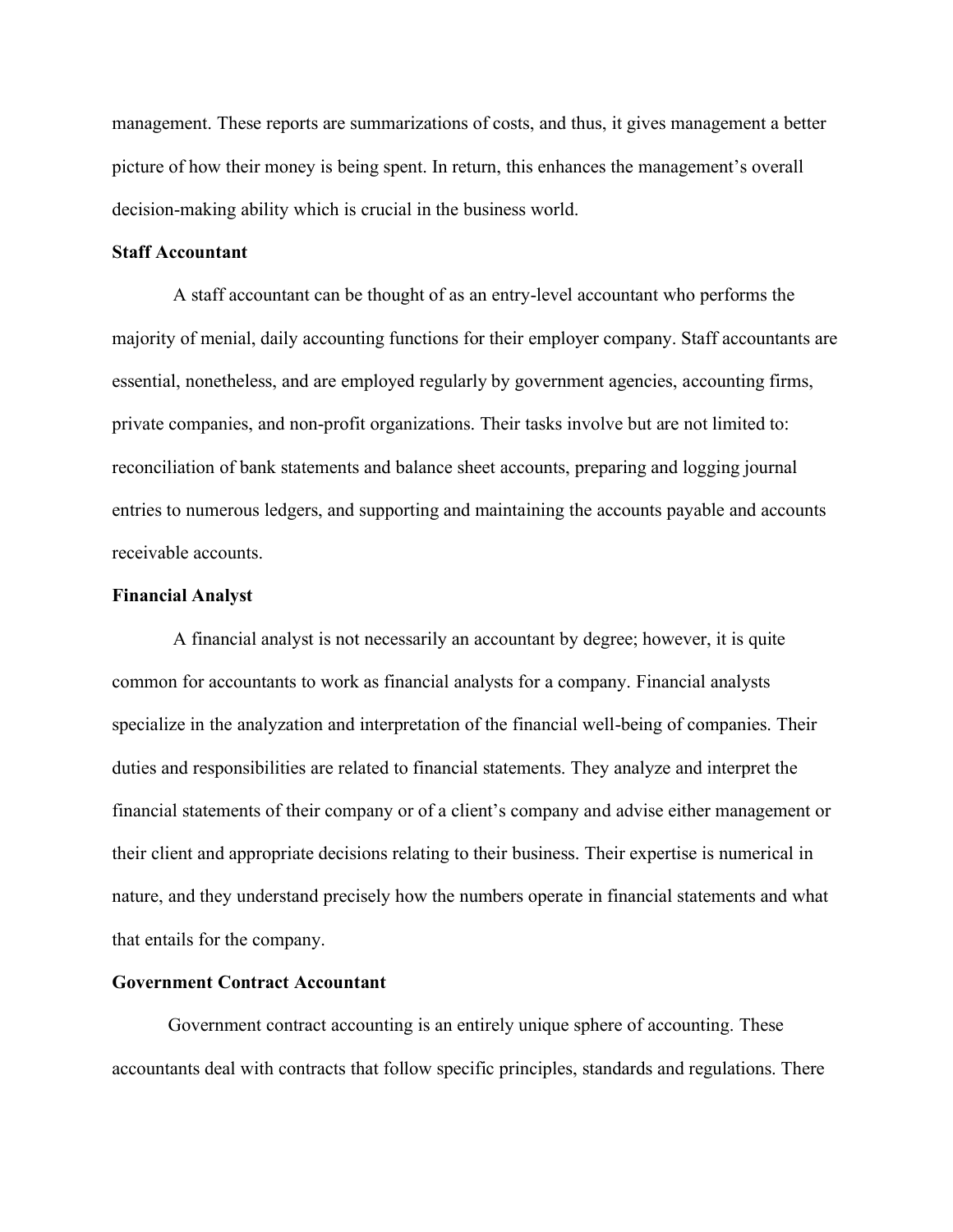management. These reports are summarizations of costs, and thus, it gives management a better picture of how their money is being spent. In return, this enhances the management's overall decision-making ability which is crucial in the business world.

**Staff Accountant**

A staff accountant can be thought of as an entry-level accountant who performs the majority of menial, daily accounting functions for their employer company. Staff accountants are essential, nonetheless, and are employed regularly by government agencies, accounting firms, private companies, and non-profit organizations. Their tasks involve but are not limited to: reconciliation of bank statements and balance sheet accounts, preparing and logging journal entries to numerous ledgers, and supporting and maintaining the accounts payable and accounts receivable accounts.

**Financial Analyst**

A financial analyst is not necessarily an accountant by degree; however, it is quite common for accountants to work as financial analysts for a company. Financial analysts specialize in the analyzation and interpretation of the financial well-being of companies. Their duties and responsibilities are related to financial statements. They analyze and interpret the financial statements of their company or of a client's company and advise either management or their client and appropriate decisions relating to their business. Their expertise is numerical in nature, and they understand precisely how the numbers operate in financial statements and what that entails for the company.

**Government Contract Accountant**

Government contract accounting is an entirely unique sphere of accounting. These accountants deal with contracts that follow specific principles, standards and regulations. There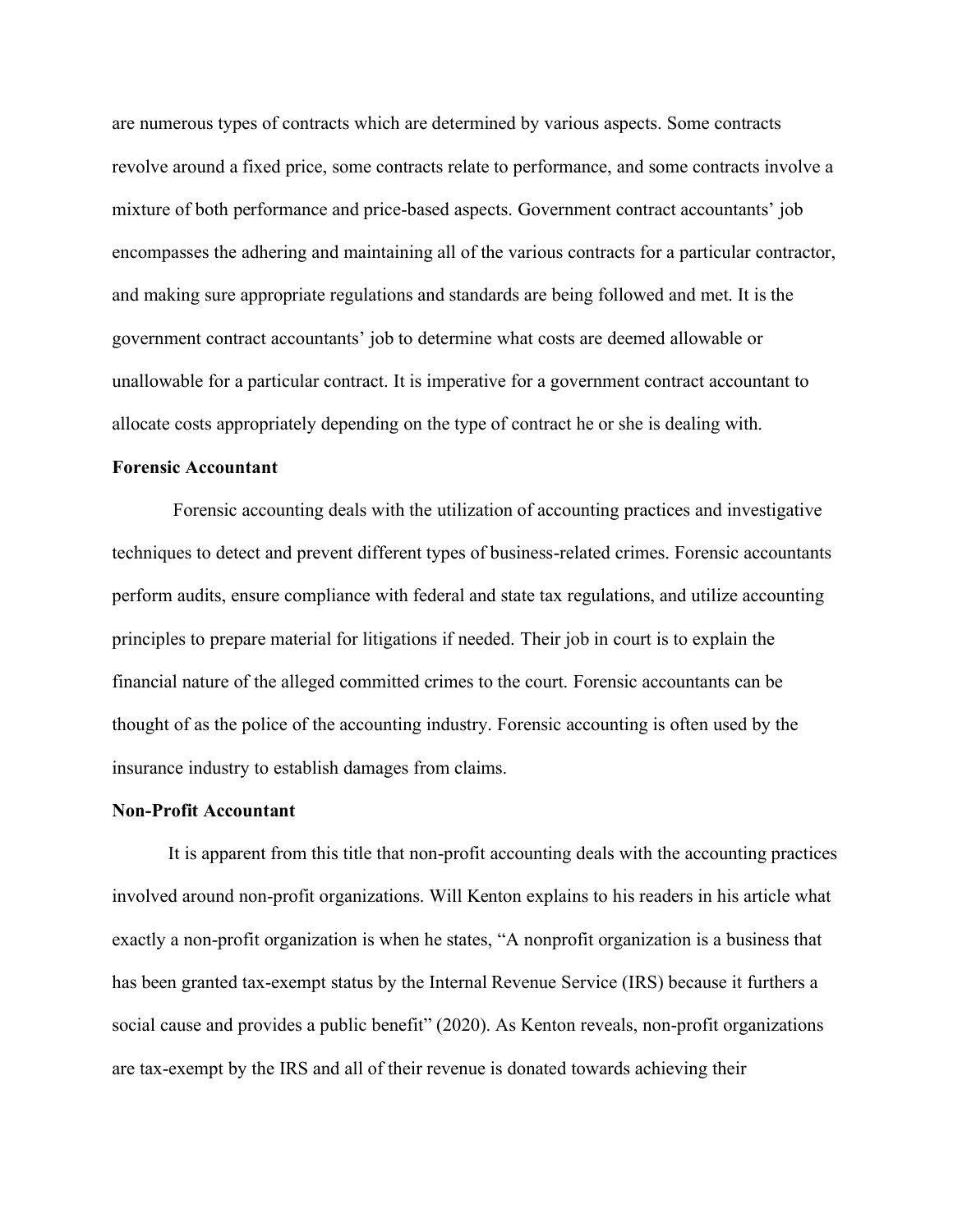are numerous types of contracts which are determined by various aspects. Some contracts revolve around a fixed price, some contracts relate to performance, and some contracts involve a mixture of both performance and price-based aspects. Government contract accountants' job encompasses the adhering and maintaining all of the various contracts for a particular contractor, and making sure appropriate regulations and standards are being followed and met. It is the government contract accountants' job to determine what costs are deemed allowable or unallowable for a particular contract. It is imperative for a government contract accountant to allocate costs appropriately depending on the type of contract he or she is dealing with.

**Forensic Accountant**

Forensic accounting deals with the utilization of accounting practices and investigative techniques to detect and prevent different types of business-related crimes. Forensic accountants perform audits, ensure compliance with federal and state tax regulations, and utilize accounting principles to prepare material for litigations if needed. Their job in court is to explain the financial nature of the alleged committed crimes to the court. Forensic accountants can be thought of as the police of the accounting industry. Forensic accounting is often used by the insurance industry to establish damages from claims.

**Non-Profit Accountant**

It is apparent from this title that non-profit accounting deals with the accounting practices involved around non-profit organizations. Will Kenton explains to his readers in his article what exactly a non-profit organization is when he states, "A nonprofit organization is a business that has been granted tax-exempt status by the Internal Revenue Service (IRS) because it furthers a social cause and provides a public benefit" (2020). As Kenton reveals, non-profit organizations are tax-exempt by the IRS and all of their revenue is donated towards achieving their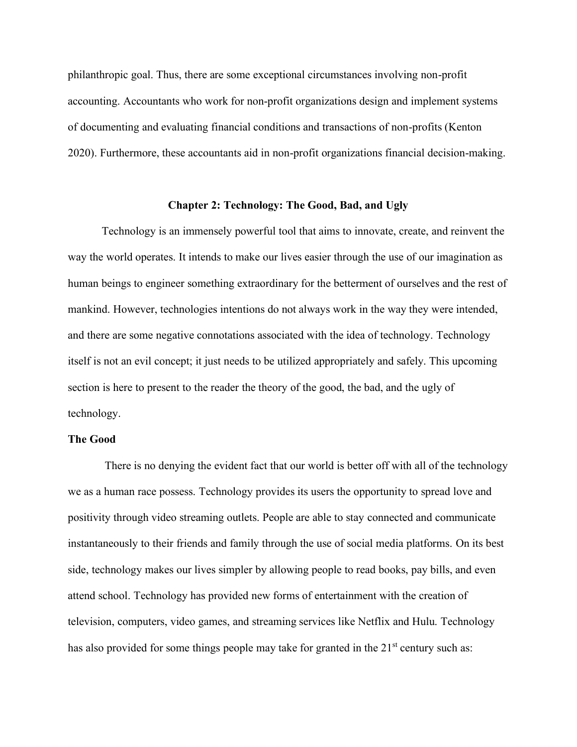philanthropic goal. Thus, there are some exceptional circumstances involving non-profit accounting. Accountants who work for non-profit organizations design and implement systems of documenting and evaluating financial conditions and transactions of non-profits (Kenton 2020). Furthermore, these accountants aid in non-profit organizations financial decision-making.

## Chapter 2: Technology: The Good, Bad, and Ugly

Technology is an immensely powerful tool that aims to innovate, create, and reinvent the way the world operates. It intends to make our lives easier through the use of our imagination as human beings to engineer something extraordinary for the betterment of ourselves and the rest of mankind. However, technologies intentions do not always work in the way they were intended, and there are some negative connotations associated with the idea of technology. Technology itself is not an evil concept; it just needs to be utilized appropriately and safely. This upcoming section is here to present to the reader the theory of the good, the bad, and the ugly of technology.

### The Good

There is no denying the evident fact that our world is better off with all of the technology we as a human race possess. Technology provides its users the opportunity to spread love and positivity through video streaming outlets. People are able to stay connected and communicate instantaneously to their friends and family through the use of social media platforms. On its best side, technology makes our lives simpler by allowing people to read books, pay bills, and even attend school. Technology has provided new forms of entertainment with the creation of television, computers, video games, and streaming services like Netflix and Hulu. Technology has also provided for some things people may take for granted in the 21st century such as: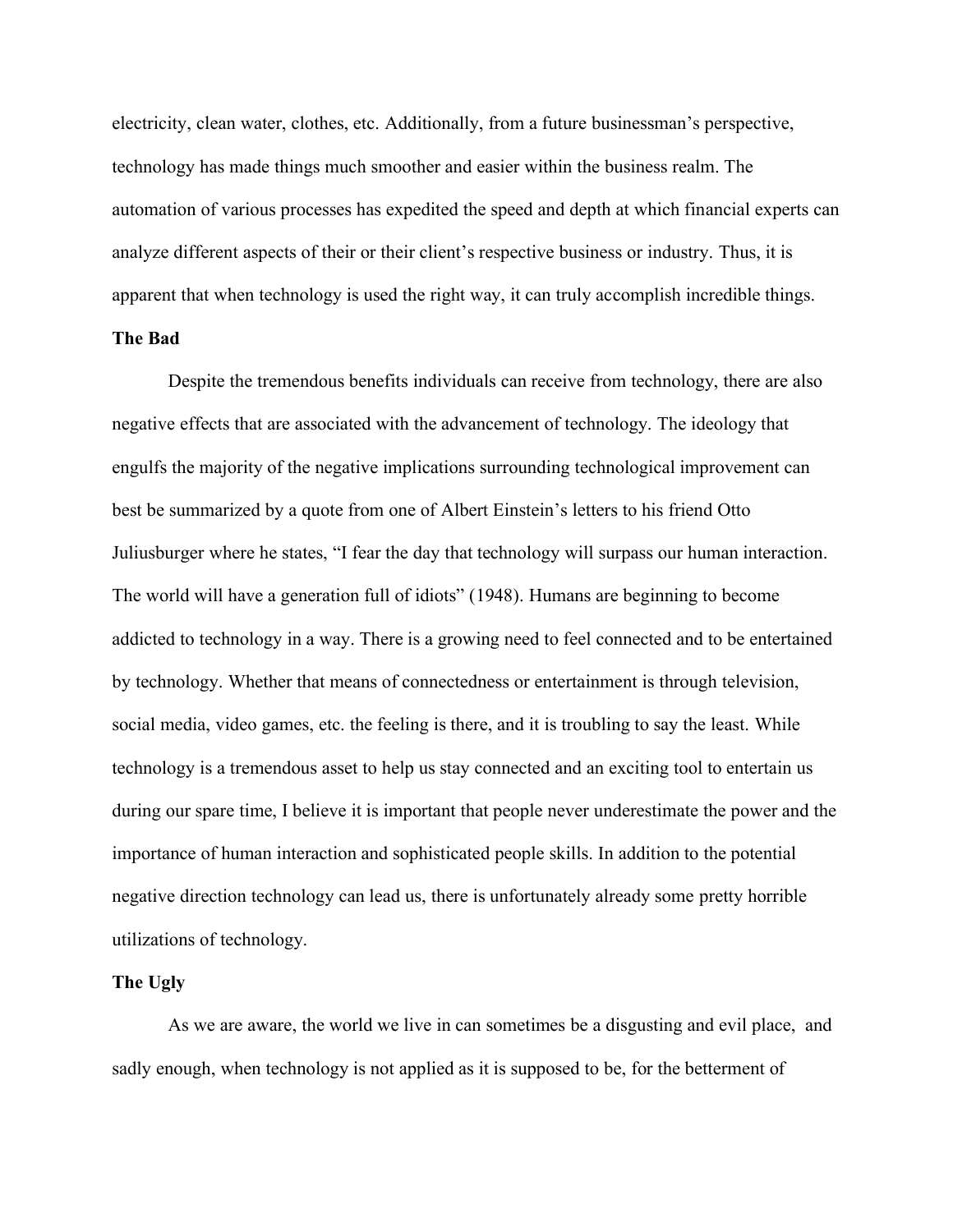electricity, clean water, clothes, etc. Additionally, from a future businessman's perspective, technology has made things much smoother and easier within the business realm. The automation of various processes has expedited the speed and depth at which financial experts can analyze different aspects of their or their client's respective business or industry. Thus, it is apparent that when technology is used the right way, it can truly accomplish incredible things.

**The Bad**

Despite the tremendous benefits individuals can receive from technology, there are also negative effects that are associated with the advancement of technology. The ideology that engulfs the majority of the negative implications surrounding technological improvement can best be summarized by a quote from one of Albert Einstein's letters to his friend Otto Juliusburger where he states, "I fear the day that technology will surpass our human interaction. The world will have a generation full of idiots" (1948). Humans are beginning to become addicted to technology in a way. There is a growing need to feel connected and to be entertained by technology. Whether that means of connectedness or entertainment is through television, social media, video games, etc. the feeling is there, and it is troubling to say the least. While technology is a tremendous asset to help us stay connected and an exciting tool to entertain us during our spare time, I believe it is important that people never underestimate the power and the importance of human interaction and sophisticated people skills. In addition to the potential negative direction technology can lead us, there is unfortunately already some pretty horrible utilizations of technology.

**The Ugly**

As we are aware, the world we live in can sometimes be a disgusting and evil place, and sadly enough, when technology is not applied as it is supposed to be, for the betterment of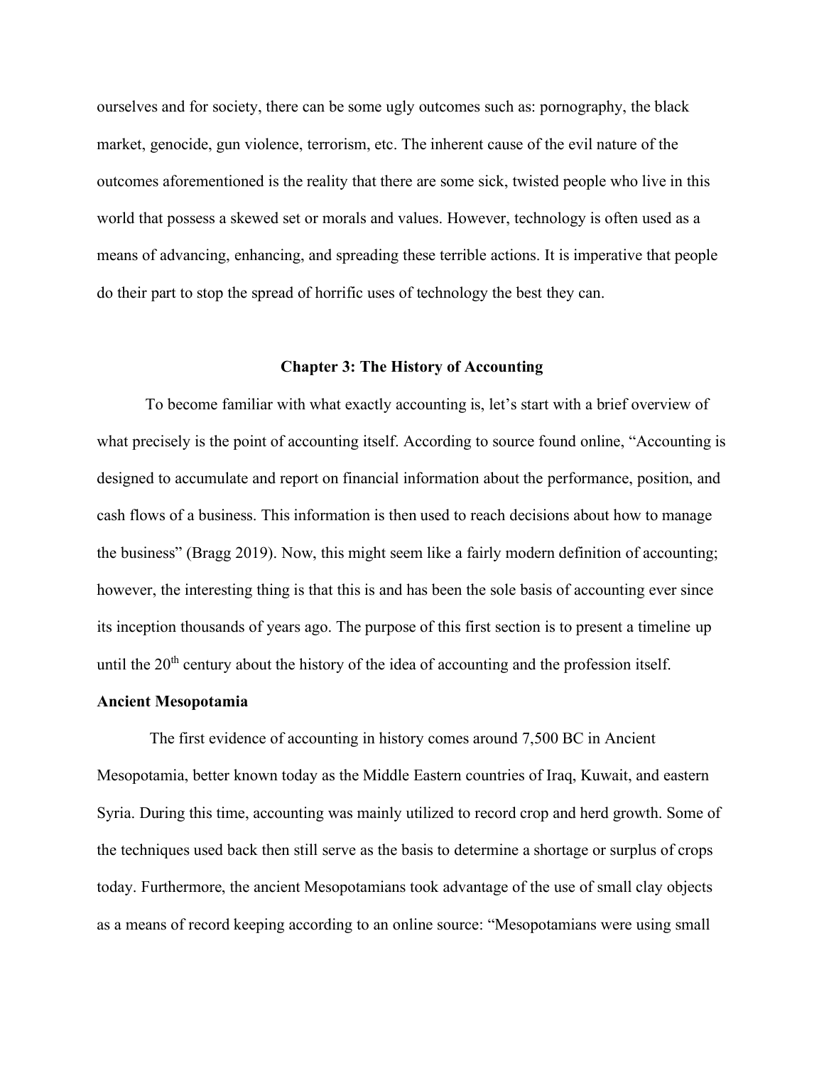ourselves and for society, there can be some ugly outcomes such as: pornography, the black market, genocide, gun violence, terrorism, etc. The inherent cause of the evil nature of the outcomes aforementioned is the reality that there are some sick, twisted people who live in this world that possess a skewed set or morals and values. However, technology is often used as a means of advancing, enhancing, and spreading these terrible actions. It is imperative that people do their part to stop the spread of horrific uses of technology the best they can.

## Chapter 3: The History of Accounting

To become familiar with what exactly accounting is, let's start with a brief overview of what precisely is the point of accounting itself. According to source found online, "Accounting is designed to accumulate and report on financial information about the performance, position, and cash flows of a business. This information is then used to reach decisions about how to manage the business" (Bragg 2019). Now, this might seem like a fairly modern definition of accounting; however, the interesting thing is that this is and has been the sole basis of accounting ever since its inception thousands of years ago. The purpose of this first section is to present a timeline up until the 20th century about the history of the idea of accounting and the profession itself.

### Ancient Mesopotamia

The first evidence of accounting in history comes around 7,500 BC in Ancient Mesopotamia, better known today as the Middle Eastern countries of Iraq, Kuwait, and eastern Syria. During this time, accounting was mainly utilized to record crop and herd growth. Some of the techniques used back then still serve as the basis to determine a shortage or surplus of crops today. Furthermore, the ancient Mesopotamians took advantage of the use of small clay objects as a means of record keeping according to an online source: "Mesopotamians were using small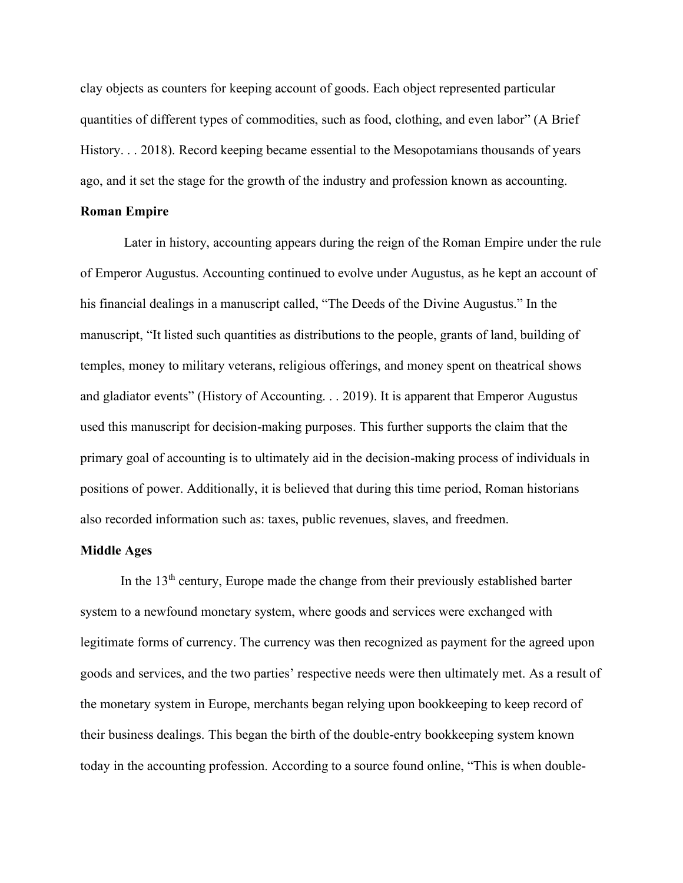clay objects as counters for keeping account of goods. Each object represented particular quantities of different types of commodities, such as food, clothing, and even labor" (A Brief History. . . 2018). Record keeping became essential to the Mesopotamians thousands of years ago, and it set the stage for the growth of the industry and profession known as accounting.

**Roman Empire**

Later in history, accounting appears during the reign of the Roman Empire under the rule of Emperor Augustus. Accounting continued to evolve under Augustus, as he kept an account of his financial dealings in a manuscript called, "The Deeds of the Divine Augustus." In the manuscript, "It listed such quantities as distributions to the people, grants of land, building of temples, money to military veterans, religious offerings, and money spent on theatrical shows and gladiator events" (History of Accounting. . . 2019). It is apparent that Emperor Augustus used this manuscript for decision-making purposes. This further supports the claim that the primary goal of accounting is to ultimately aid in the decision-making process of individuals in positions of power. Additionally, it is believed that during this time period, Roman historians also recorded information such as: taxes, public revenues, slaves, and freedmen.

**Middle Ages**

In the 13th century, Europe made the change from their previously established barter system to a newfound monetary system, where goods and services were exchanged with legitimate forms of currency. The currency was then recognized as payment for the agreed upon goods and services, and the two parties' respective needs were then ultimately met. As a result of the monetary system in Europe, merchants began relying upon bookkeeping to keep record of their business dealings. This began the birth of the double-entry bookkeeping system known today in the accounting profession. According to a source found online, "This is when double-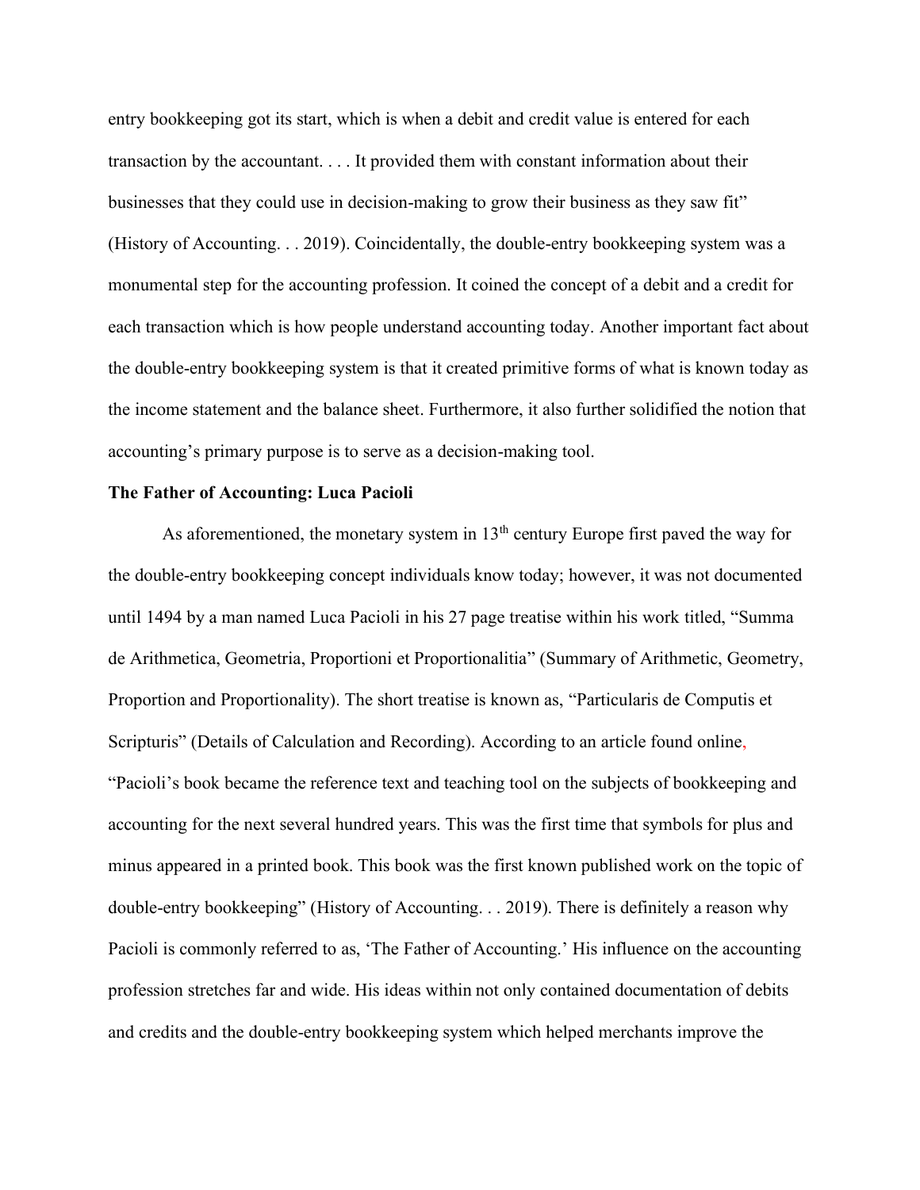entry bookkeeping got its start, which is when a debit and credit value is entered for each transaction by the accountant. . . . It provided them with constant information about their businesses that they could use in decision-making to grow their business as they saw fit" (History of Accounting. . . 2019). Coincidentally, the double-entry bookkeeping system was a monumental step for the accounting profession. It coined the concept of a debit and a credit for each transaction which is how people understand accounting today. Another important fact about the double-entry bookkeeping system is that it created primitive forms of what is known today as the income statement and the balance sheet. Furthermore, it also further solidified the notion that accounting's primary purpose is to serve as a decision-making tool.

**The Father of Accounting: Luca Pacioli**

As aforementioned, the monetary system in 13th century Europe first paved the way for the double-entry bookkeeping concept individuals know today; however, it was not documented until 1494 by a man named Luca Pacioli in his 27 page treatise within his work titled, "Summa de Arithmetica, Geometria, Proportioni et Proportionalitia" (Summary of Arithmetic, Geometry, Proportion and Proportionality). The short treatise is known as, "Particularis de Computis et Scripturis" (Details of Calculation and Recording). According to an article found online, "Pacioli's book became the reference text and teaching tool on the subjects of bookkeeping and accounting for the next several hundred years. This was the first time that symbols for plus and minus appeared in a printed book. This book was the first known published work on the topic of double-entry bookkeeping" (History of Accounting. . . 2019). There is definitely a reason why Pacioli is commonly referred to as, 'The Father of Accounting.' His influence on the accounting profession stretches far and wide. His ideas within not only contained documentation of debits and credits and the double-entry bookkeeping system which helped merchants improve the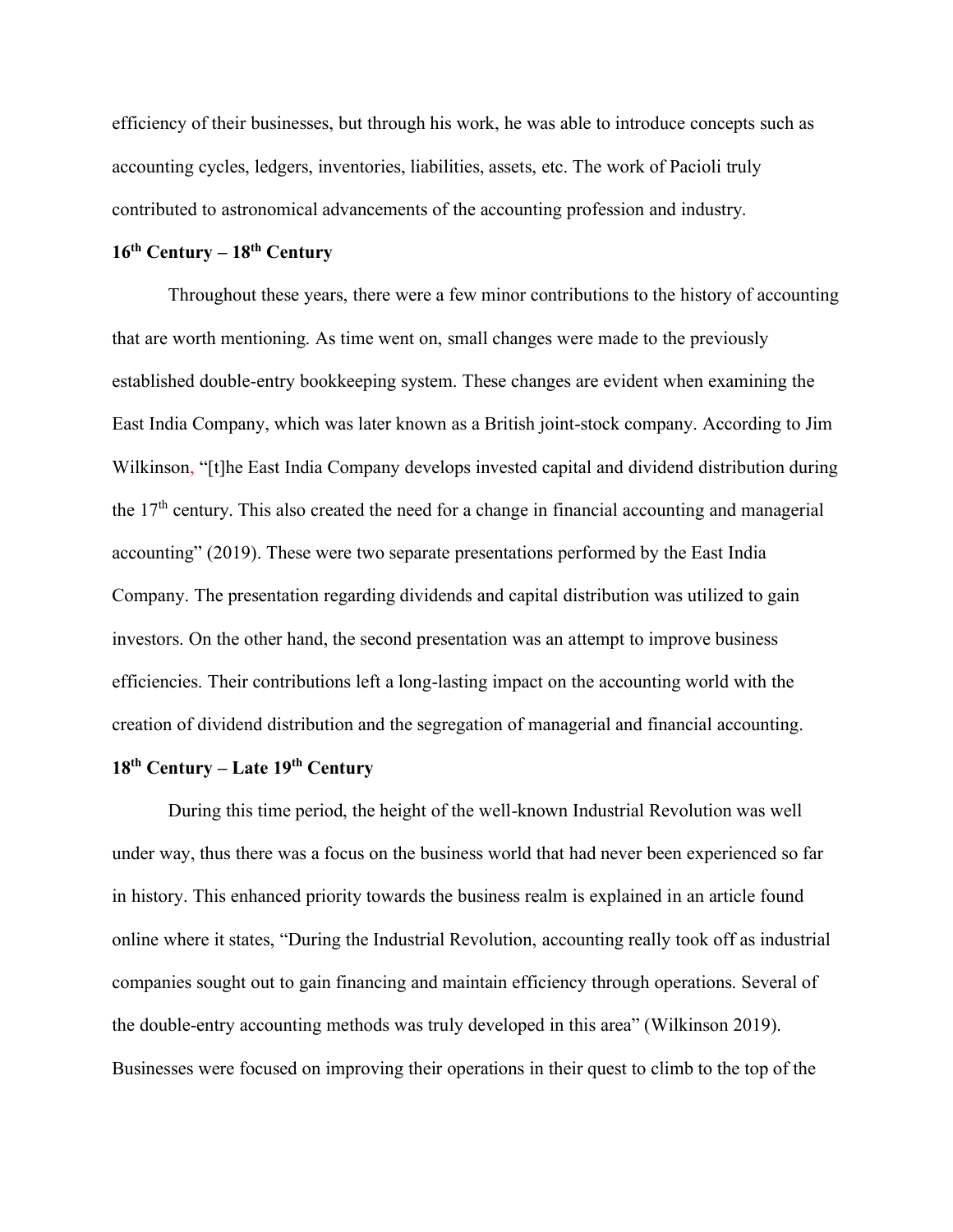efficiency of their businesses, but through his work, he was able to introduce concepts such as accounting cycles, ledgers, inventories, liabilities, assets, etc. The work of Pacioli truly contributed to astronomical advancements of the accounting profession and industry.

### 16th Century – 18th Century

Throughout these years, there were a few minor contributions to the history of accounting that are worth mentioning. As time went on, small changes were made to the previously established double-entry bookkeeping system. These changes are evident when examining the East India Company, which was later known as a British joint-stock company. According to Jim Wilkinson, "[t]he East India Company develops invested capital and dividend distribution during the 17th century. This also created the need for a change in financial accounting and managerial accounting" (2019). These were two separate presentations performed by the East India Company. The presentation regarding dividends and capital distribution was utilized to gain investors. On the other hand, the second presentation was an attempt to improve business efficiencies. Their contributions left a long-lasting impact on the accounting world with the creation of dividend distribution and the segregation of managerial and financial accounting.

### 18th Century – Late 19th Century

During this time period, the height of the well-known Industrial Revolution was well under way, thus there was a focus on the business world that had never been experienced so far in history. This enhanced priority towards the business realm is explained in an article found online where it states, "During the Industrial Revolution, accounting really took off as industrial companies sought out to gain financing and maintain efficiency through operations. Several of the double-entry accounting methods was truly developed in this area" (Wilkinson 2019). Businesses were focused on improving their operations in their quest to climb to the top of the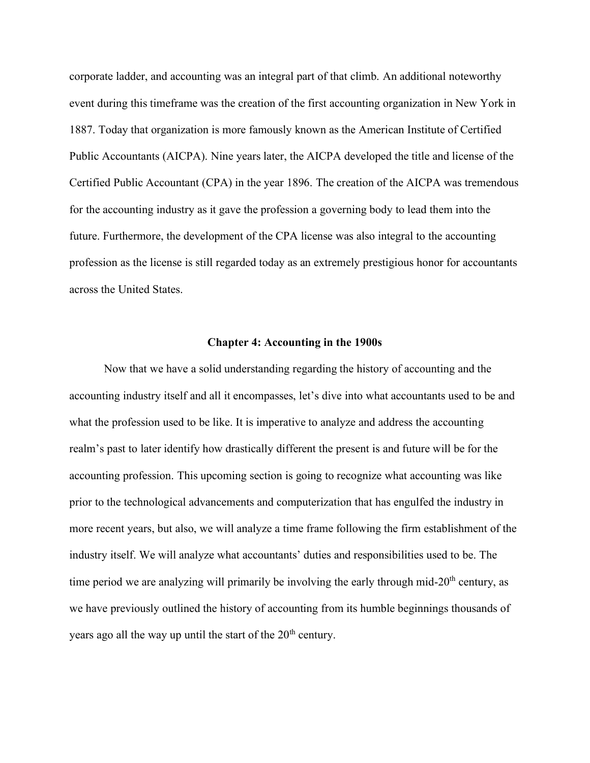corporate ladder, and accounting was an integral part of that climb. An additional noteworthy event during this timeframe was the creation of the first accounting organization in New York in 1887. Today that organization is more famously known as the American Institute of Certified Public Accountants (AICPA). Nine years later, the AICPA developed the title and license of the Certified Public Accountant (CPA) in the year 1896. The creation of the AICPA was tremendous for the accounting industry as it gave the profession a governing body to lead them into the future. Furthermore, the development of the CPA license was also integral to the accounting profession as the license is still regarded today as an extremely prestigious honor for accountants across the United States.

## Chapter 4: Accounting in the 1900s

Now that we have a solid understanding regarding the history of accounting and the accounting industry itself and all it encompasses, let's dive into what accountants used to be and what the profession used to be like. It is imperative to analyze and address the accounting realm's past to later identify how drastically different the present is and future will be for the accounting profession. This upcoming section is going to recognize what accounting was like prior to the technological advancements and computerization that has engulfed the industry in more recent years, but also, we will analyze a time frame following the firm establishment of the industry itself. We will analyze what accountants' duties and responsibilities used to be. The time period we are analyzing will primarily be involving the early through mid-20th century, as we have previously outlined the history of accounting from its humble beginnings thousands of years ago all the way up until the start of the 20th century.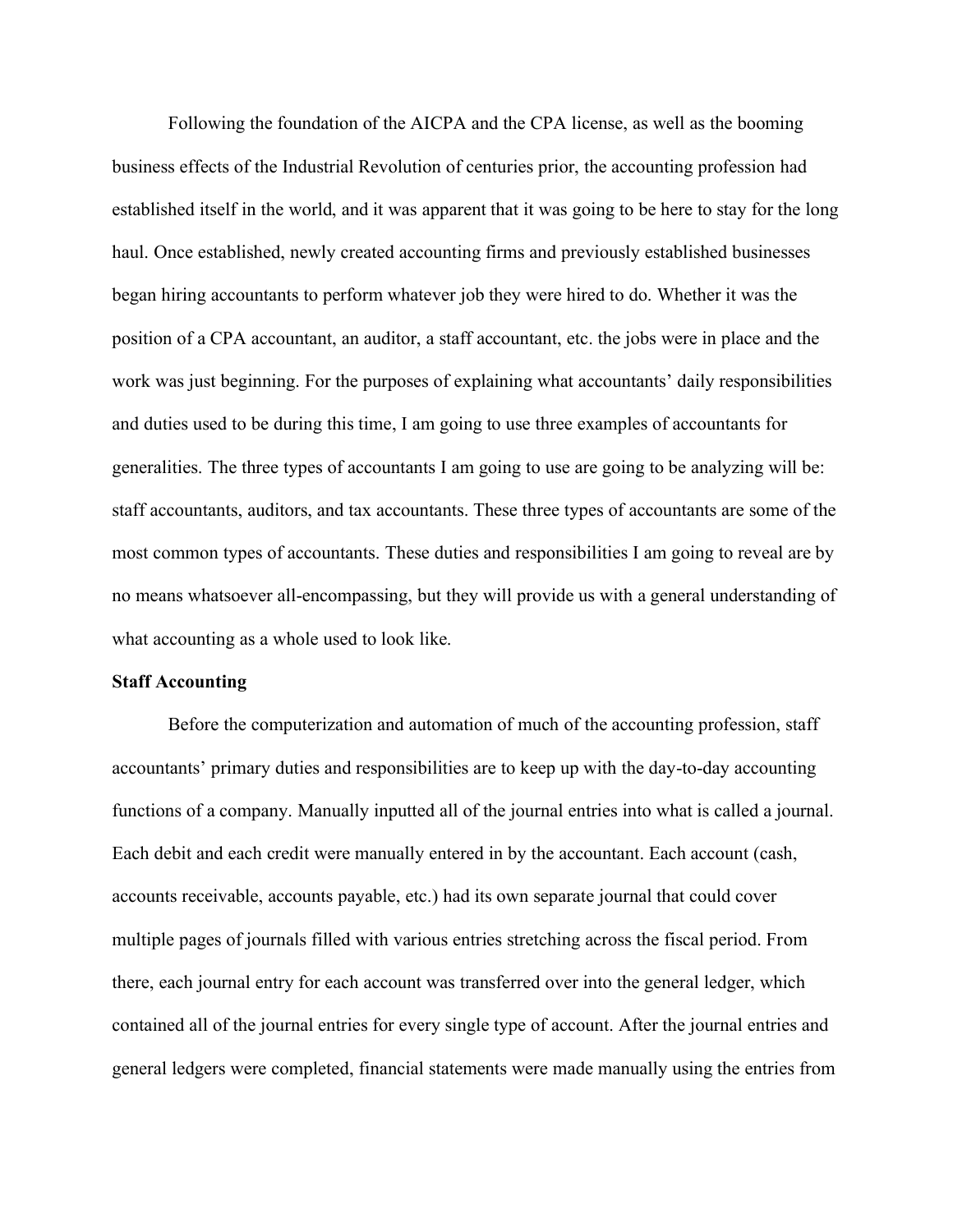Following the foundation of the AICPA and the CPA license, as well as the booming business effects of the Industrial Revolution of centuries prior, the accounting profession had established itself in the world, and it was apparent that it was going to be here to stay for the long haul. Once established, newly created accounting firms and previously established businesses began hiring accountants to perform whatever job they were hired to do. Whether it was the position of a CPA accountant, an auditor, a staff accountant, etc. the jobs were in place and the work was just beginning. For the purposes of explaining what accountants' daily responsibilities and duties used to be during this time, I am going to use three examples of accountants for generalities. The three types of accountants I am going to use are going to be analyzing will be: staff accountants, auditors, and tax accountants. These three types of accountants are some of the most common types of accountants. These duties and responsibilities I am going to reveal are by no means whatsoever all-encompassing, but they will provide us with a general understanding of what accounting as a whole used to look like.

**Staff Accounting**

Before the computerization and automation of much of the accounting profession, staff accountants' primary duties and responsibilities are to keep up with the day-to-day accounting functions of a company. Manually inputted all of the journal entries into what is called a journal. Each debit and each credit were manually entered in by the accountant. Each account (cash, accounts receivable, accounts payable, etc.) had its own separate journal that could cover multiple pages of journals filled with various entries stretching across the fiscal period. From there, each journal entry for each account was transferred over into the general ledger, which contained all of the journal entries for every single type of account. After the journal entries and general ledgers were completed, financial statements were made manually using the entries from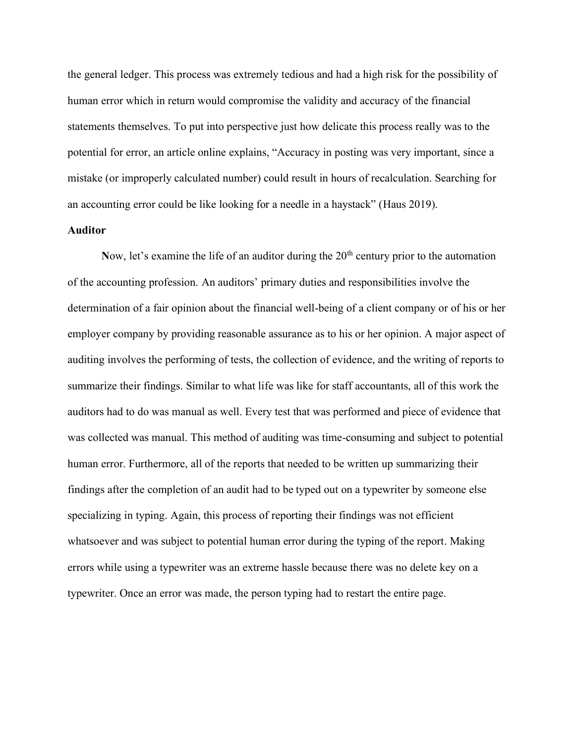the general ledger. This process was extremely tedious and had a high risk for the possibility of human error which in return would compromise the validity and accuracy of the financial statements themselves. To put into perspective just how delicate this process really was to the potential for error, an article online explains, "Accuracy in posting was very important, since a mistake (or improperly calculated number) could result in hours of recalculation. Searching for an accounting error could be like looking for a needle in a haystack" (Haus 2019).

**Auditor**

**N**ow, let's examine the life of an auditor during the 20th century prior to the automation of the accounting profession. An auditors' primary duties and responsibilities involve the determination of a fair opinion about the financial well-being of a client company or of his or her employer company by providing reasonable assurance as to his or her opinion. A major aspect of auditing involves the performing of tests, the collection of evidence, and the writing of reports to summarize their findings. Similar to what life was like for staff accountants, all of this work the auditors had to do was manual as well. Every test that was performed and piece of evidence that was collected was manual. This method of auditing was time-consuming and subject to potential human error. Furthermore, all of the reports that needed to be written up summarizing their findings after the completion of an audit had to be typed out on a typewriter by someone else specializing in typing. Again, this process of reporting their findings was not efficient whatsoever and was subject to potential human error during the typing of the report. Making errors while using a typewriter was an extreme hassle because there was no delete key on a typewriter. Once an error was made, the person typing had to restart the entire page.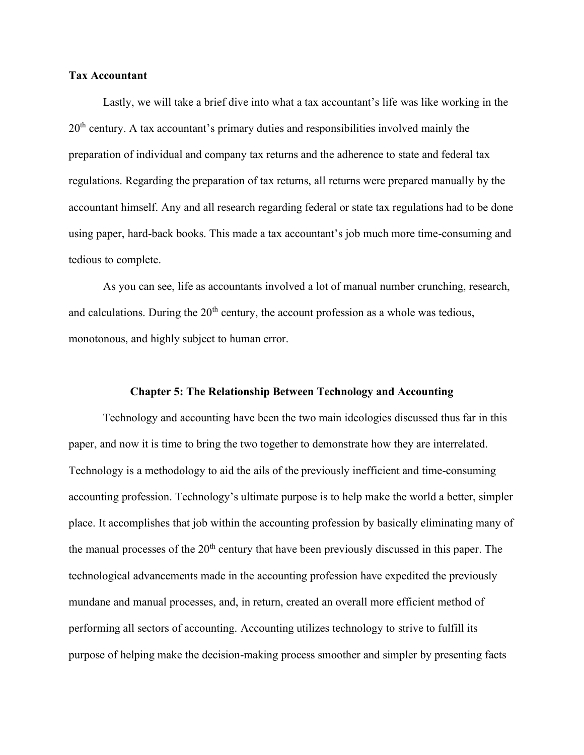**Tax Accountant**

Lastly, we will take a brief dive into what a tax accountant's life was like working in the 20th century. A tax accountant's primary duties and responsibilities involved mainly the preparation of individual and company tax returns and the adherence to state and federal tax regulations. Regarding the preparation of tax returns, all returns were prepared manually by the accountant himself. Any and all research regarding federal or state tax regulations had to be done using paper, hard-back books. This made a tax accountant's job much more time-consuming and tedious to complete.

As you can see, life as accountants involved a lot of manual number crunching, research, and calculations. During the 20th century, the account profession as a whole was tedious, monotonous, and highly subject to human error.

## Chapter 5: The Relationship Between Technology and Accounting

Technology and accounting have been the two main ideologies discussed thus far in this paper, and now it is time to bring the two together to demonstrate how they are interrelated. Technology is a methodology to aid the ails of the previously inefficient and time-consuming accounting profession. Technology's ultimate purpose is to help make the world a better, simpler place. It accomplishes that job within the accounting profession by basically eliminating many of the manual processes of the 20th century that have been previously discussed in this paper. The technological advancements made in the accounting profession have expedited the previously mundane and manual processes, and, in return, created an overall more efficient method of performing all sectors of accounting. Accounting utilizes technology to strive to fulfill its purpose of helping make the decision-making process smoother and simpler by presenting facts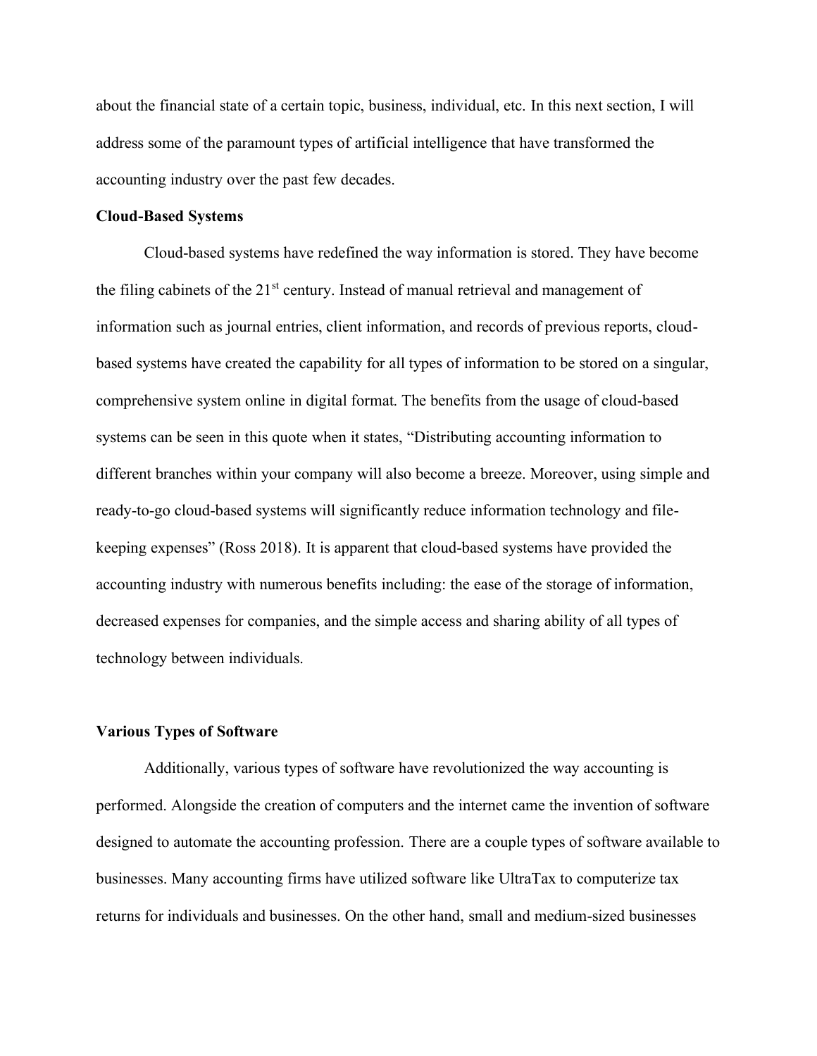about the financial state of a certain topic, business, individual, etc. In this next section, I will address some of the paramount types of artificial intelligence that have transformed the accounting industry over the past few decades.

**Cloud-Based Systems**

Cloud-based systems have redefined the way information is stored. They have become the filing cabinets of the 21st century. Instead of manual retrieval and management of information such as journal entries, client information, and records of previous reports, cloud-based systems have created the capability for all types of information to be stored on a singular, comprehensive system online in digital format. The benefits from the usage of cloud-based systems can be seen in this quote when it states, "Distributing accounting information to different branches within your company will also become a breeze. Moreover, using simple and ready-to-go cloud-based systems will significantly reduce information technology and file-keeping expenses" (Ross 2018). It is apparent that cloud-based systems have provided the accounting industry with numerous benefits including: the ease of the storage of information, decreased expenses for companies, and the simple access and sharing ability of all types of technology between individuals.

**Various Types of Software**

Additionally, various types of software have revolutionized the way accounting is performed. Alongside the creation of computers and the internet came the invention of software designed to automate the accounting profession. There are a couple types of software available to businesses. Many accounting firms have utilized software like UltraTax to computerize tax returns for individuals and businesses. On the other hand, small and medium-sized businesses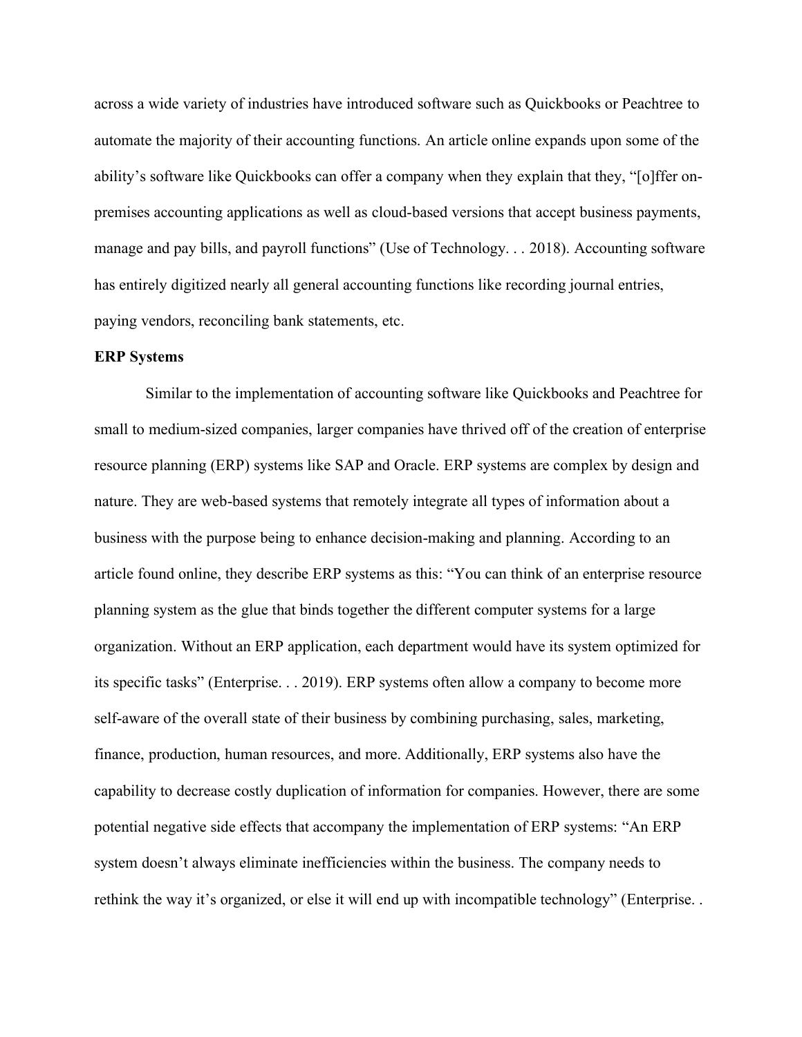across a wide variety of industries have introduced software such as Quickbooks or Peachtree to automate the majority of their accounting functions. An article online expands upon some of the ability's software like Quickbooks can offer a company when they explain that they, "[o]ffer on-premises accounting applications as well as cloud-based versions that accept business payments, manage and pay bills, and payroll functions" (Use of Technology. . . 2018). Accounting software has entirely digitized nearly all general accounting functions like recording journal entries, paying vendors, reconciling bank statements, etc.

**ERP Systems**

Similar to the implementation of accounting software like Quickbooks and Peachtree for small to medium-sized companies, larger companies have thrived off of the creation of enterprise resource planning (ERP) systems like SAP and Oracle. ERP systems are complex by design and nature. They are web-based systems that remotely integrate all types of information about a business with the purpose being to enhance decision-making and planning. According to an article found online, they describe ERP systems as this: "You can think of an enterprise resource planning system as the glue that binds together the different computer systems for a large organization. Without an ERP application, each department would have its system optimized for its specific tasks" (Enterprise. . . 2019). ERP systems often allow a company to become more self-aware of the overall state of their business by combining purchasing, sales, marketing, finance, production, human resources, and more. Additionally, ERP systems also have the capability to decrease costly duplication of information for companies. However, there are some potential negative side effects that accompany the implementation of ERP systems: "An ERP system doesn't always eliminate inefficiencies within the business. The company needs to rethink the way it's organized, or else it will end up with incompatible technology" (Enterprise. .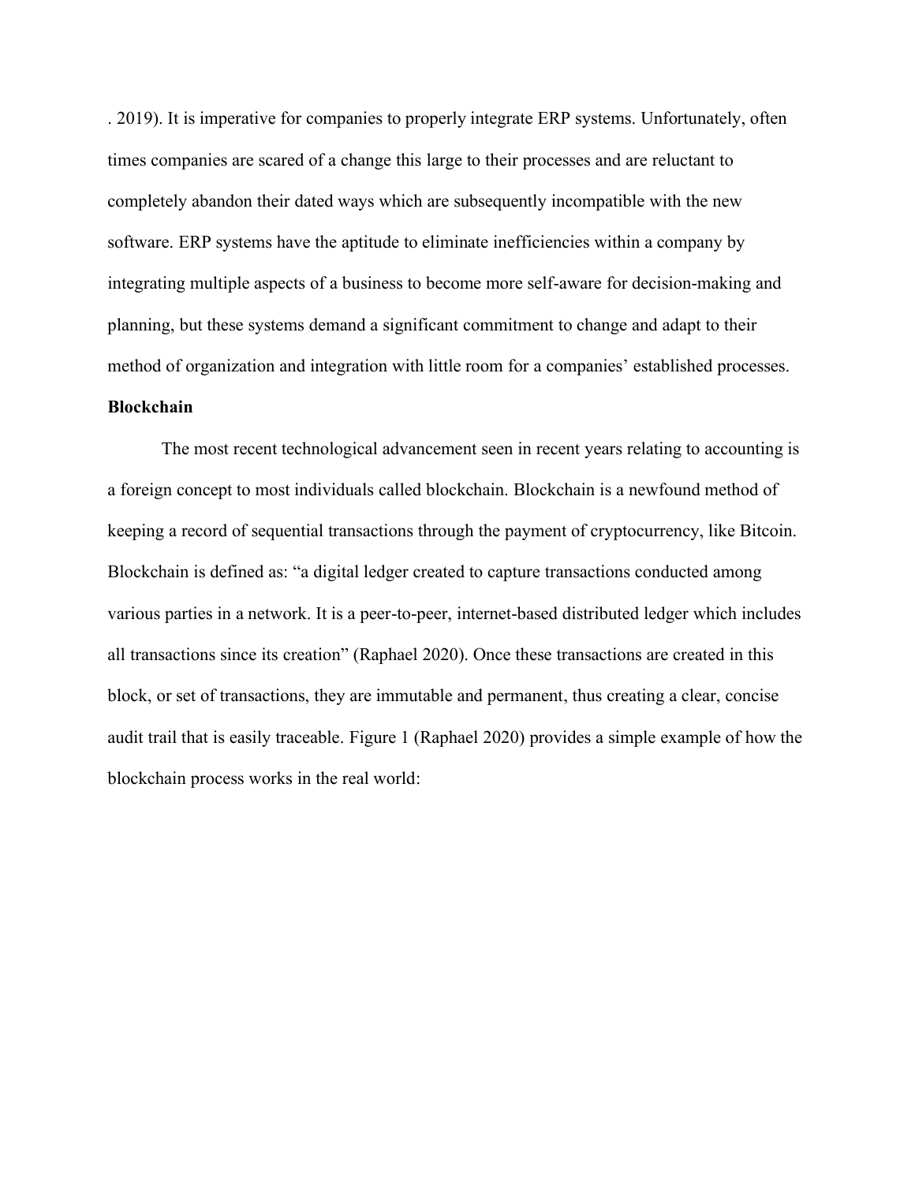. 2019). It is imperative for companies to properly integrate ERP systems. Unfortunately, often times companies are scared of a change this large to their processes and are reluctant to completely abandon their dated ways which are subsequently incompatible with the new software. ERP systems have the aptitude to eliminate inefficiencies within a company by integrating multiple aspects of a business to become more self-aware for decision-making and planning, but these systems demand a significant commitment to change and adapt to their method of organization and integration with little room for a companies' established processes.

**Blockchain**

The most recent technological advancement seen in recent years relating to accounting is a foreign concept to most individuals called blockchain. Blockchain is a newfound method of keeping a record of sequential transactions through the payment of cryptocurrency, like Bitcoin. Blockchain is defined as: "a digital ledger created to capture transactions conducted among various parties in a network. It is a peer-to-peer, internet-based distributed ledger which includes all transactions since its creation" (Raphael 2020). Once these transactions are created in this block, or set of transactions, they are immutable and permanent, thus creating a clear, concise audit trail that is easily traceable. Figure 1 (Raphael 2020) provides a simple example of how the blockchain process works in the real world: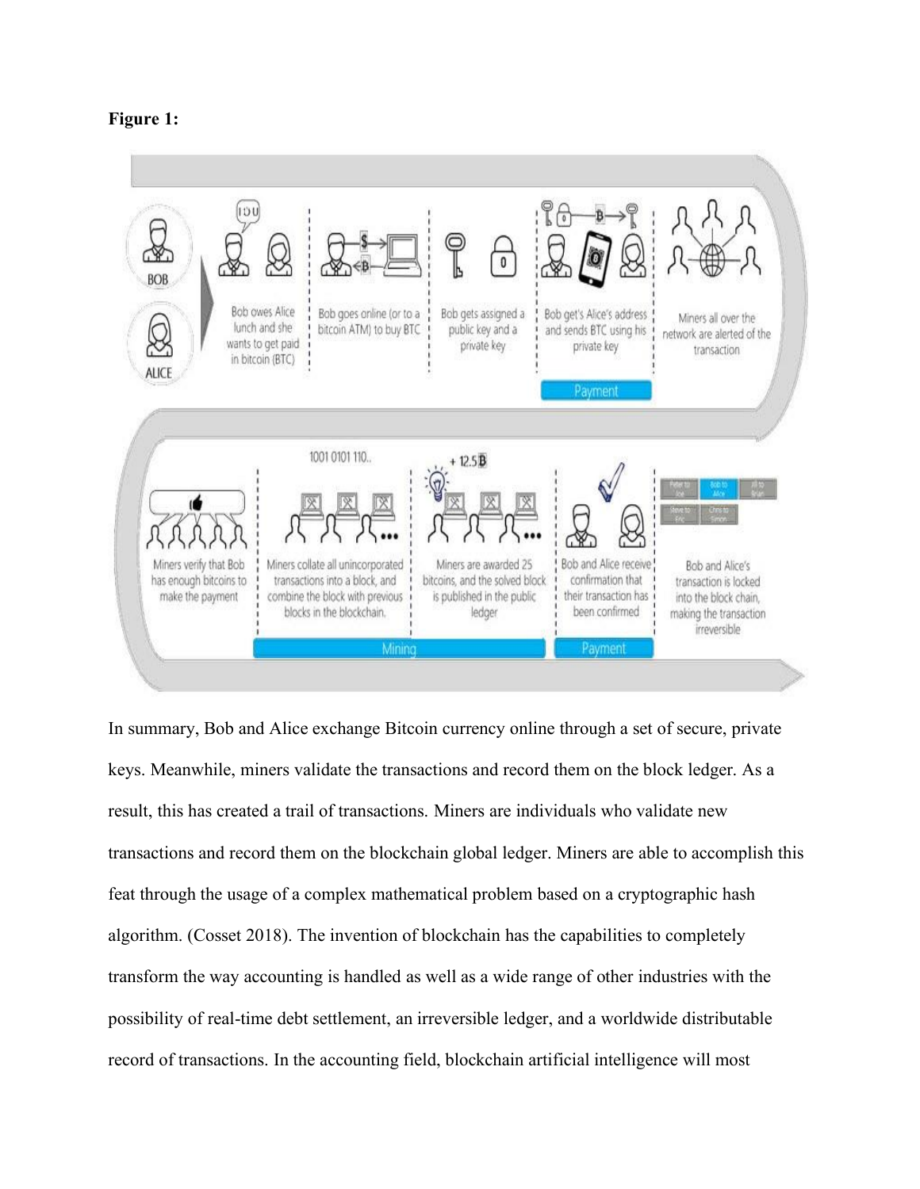**Figure 1:**

In summary, Bob and Alice exchange Bitcoin currency online through a set of secure, private keys. Meanwhile, miners validate the transactions and record them on the block ledger. As a result, this has created a trail of transactions. Miners are individuals who validate new transactions and record them on the blockchain global ledger. Miners are able to accomplish this feat through the usage of a complex mathematical problem based on a cryptographic hash algorithm. (Cosset 2018). The invention of blockchain has the capabilities to completely transform the way accounting is handled as well as a wide range of other industries with the possibility of real-time debt settlement, an irreversible ledger, and a worldwide distributable record of transactions. In the accounting field, blockchain artificial intelligence will most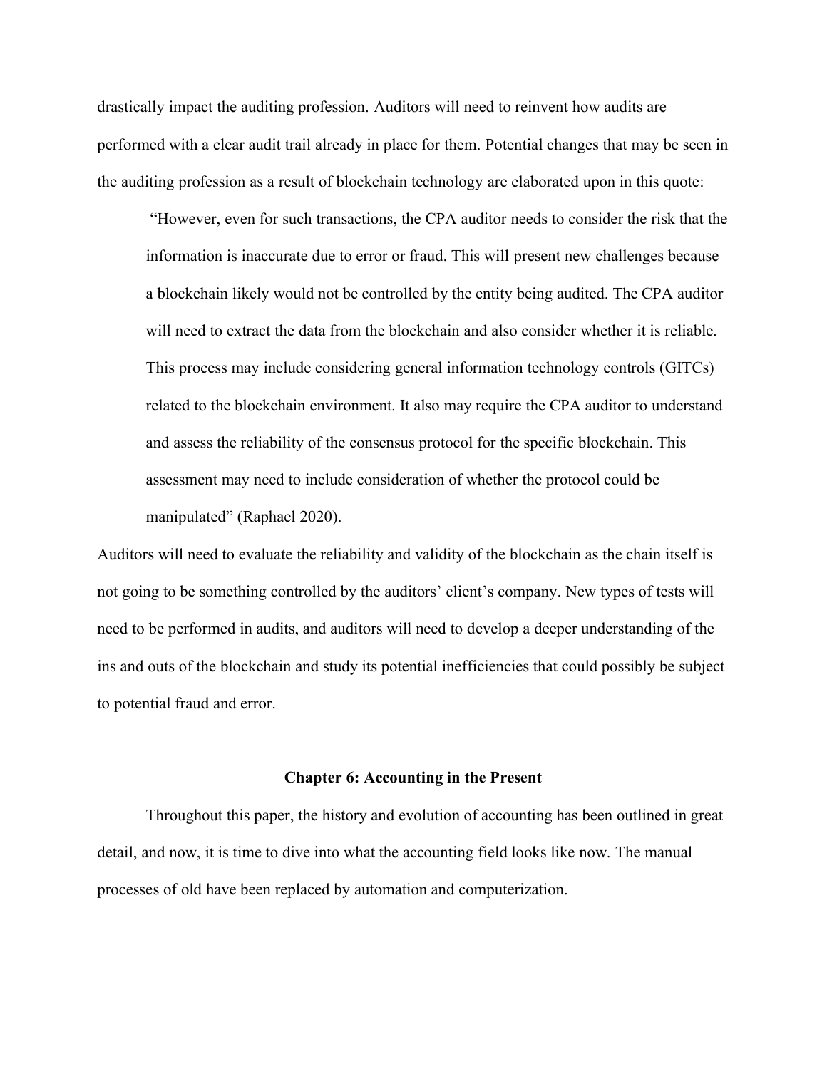drastically impact the auditing profession. Auditors will need to reinvent how audits are performed with a clear audit trail already in place for them. Potential changes that may be seen in the auditing profession as a result of blockchain technology are elaborated upon in this quote:

> "However, even for such transactions, the CPA auditor needs to consider the risk that the information is inaccurate due to error or fraud. This will present new challenges because a blockchain likely would not be controlled by the entity being audited. The CPA auditor will need to extract the data from the blockchain and also consider whether it is reliable. This process may include considering general information technology controls (GITCs) related to the blockchain environment. It also may require the CPA auditor to understand and assess the reliability of the consensus protocol for the specific blockchain. This assessment may need to include consideration of whether the protocol could be manipulated" (Raphael 2020).

Auditors will need to evaluate the reliability and validity of the blockchain as the chain itself is not going to be something controlled by the auditors' client's company. New types of tests will need to be performed in audits, and auditors will need to develop a deeper understanding of the ins and outs of the blockchain and study its potential inefficiencies that could possibly be subject to potential fraud and error.

## Chapter 6: Accounting in the Present

Throughout this paper, the history and evolution of accounting has been outlined in great detail, and now, it is time to dive into what the accounting field looks like now. The manual processes of old have been replaced by automation and computerization.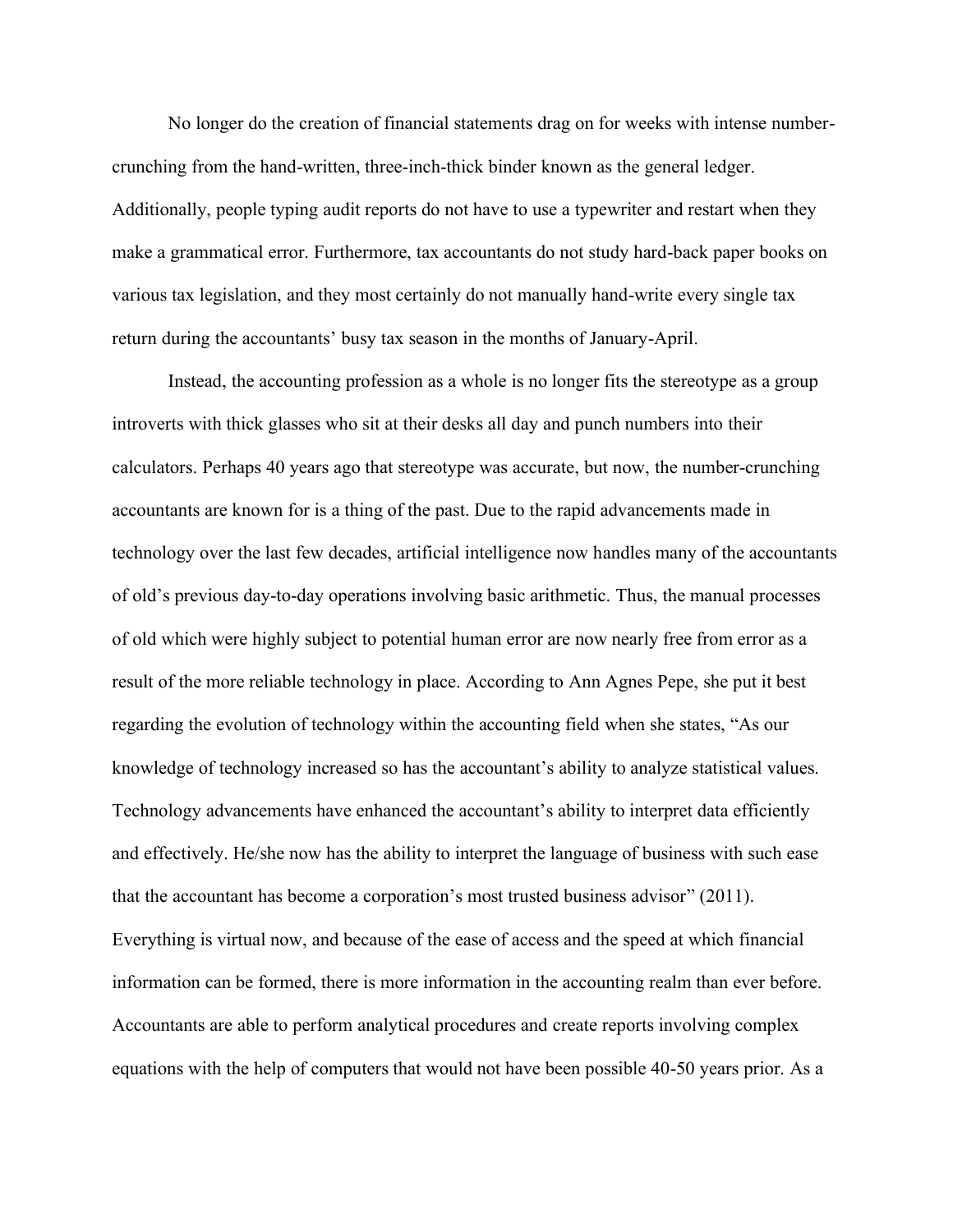No longer do the creation of financial statements drag on for weeks with intense number-crunching from the hand-written, three-inch-thick binder known as the general ledger. Additionally, people typing audit reports do not have to use a typewriter and restart when they make a grammatical error. Furthermore, tax accountants do not study hard-back paper books on various tax legislation, and they most certainly do not manually hand-write every single tax return during the accountants' busy tax season in the months of January-April.

Instead, the accounting profession as a whole is no longer fits the stereotype as a group introverts with thick glasses who sit at their desks all day and punch numbers into their calculators. Perhaps 40 years ago that stereotype was accurate, but now, the number-crunching accountants are known for is a thing of the past. Due to the rapid advancements made in technology over the last few decades, artificial intelligence now handles many of the accountants of old's previous day-to-day operations involving basic arithmetic. Thus, the manual processes of old which were highly subject to potential human error are now nearly free from error as a result of the more reliable technology in place. According to Ann Agnes Pepe, she put it best regarding the evolution of technology within the accounting field when she states, "As our knowledge of technology increased so has the accountant's ability to analyze statistical values. Technology advancements have enhanced the accountant's ability to interpret data efficiently and effectively. He/she now has the ability to interpret the language of business with such ease that the accountant has become a corporation's most trusted business advisor" (2011). Everything is virtual now, and because of the ease of access and the speed at which financial information can be formed, there is more information in the accounting realm than ever before. Accountants are able to perform analytical procedures and create reports involving complex equations with the help of computers that would not have been possible 40-50 years prior. As a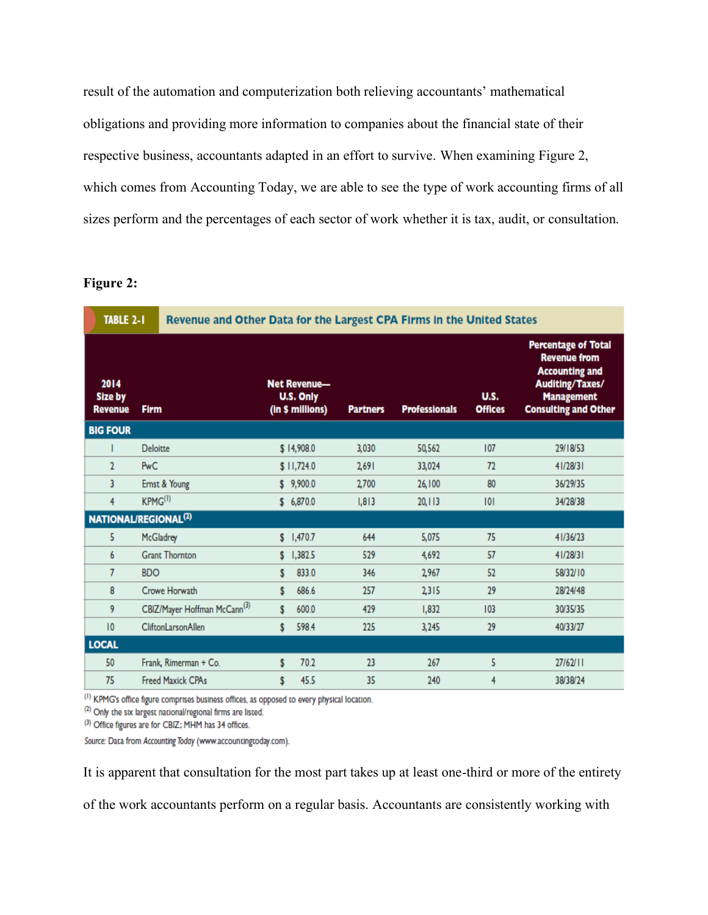result of the automation and computerization both relieving accountants' mathematical obligations and providing more information to companies about the financial state of their respective business, accountants adapted in an effort to survive. When examining Figure 2, which comes from Accounting Today, we are able to see the type of work accounting firms of all sizes perform and the percentages of each sector of work whether it is tax, audit, or consultation.

**Figure 2:**

**TABLE 2-1 Revenue and Other Data for the Largest CPA Firms in the United States**

| 2014 Size by Revenue | Firm | Net Revenue—U.S. Only (in $ millions) | Partners | Professionals | U.S. Offices | Percentage of Total Revenue from Accounting and Auditing/Taxes/Management Consulting and Other |
|---|---|---|---|---|---|---|
| **BIG FOUR** | | | | | | |
| 1 | Deloitte | $ 14,908.0 | 3,030 | 50,562 | 107 | 29/18/53 |
| 2 | PwC | $ 11,724.0 | 2,691 | 33,024 | 72 | 41/28/31 |
| 3 | Ernst & Young | $ 9,900.0 | 2,700 | 26,100 | 80 | 36/29/35 |
| 4 | KPMG[1] | $ 6,870.0 | 1,813 | 20,113 | 101 | 34/28/38 |
| **NATIONAL/REGIONAL[2]** | | | | | | |
| 5 | McGladrey | $ 1,470.7 | 644 | 5,075 | 75 | 41/36/23 |
| 6 | Grant Thornton | $ 1,382.5 | 529 | 4,692 | 57 | 41/28/31 |
| 7 | BDO | $ 833.0 | 346 | 2,967 | 52 | 58/32/10 |
| 8 | Crowe Horwath | $ 686.6 | 257 | 2,315 | 29 | 28/24/48 |
| 9 | CBIZ/Mayer Hoffman McCann[3] | $ 600.0 | 429 | 1,832 | 103 | 30/35/35 |
| 10 | CliftonLarsonAllen | $ 598.4 | 225 | 3,245 | 29 | 40/33/27 |
| **LOCAL** | | | | | | |
| 50 | Frank, Rimerman + Co. | $ 70.2 | 23 | 267 | 5 | 27/62/11 |
| 75 | Freed Maxick CPAs | $ 45.5 | 35 | 240 | 4 | 38/38/24 |

[1] KPMG's office figure comprises business offices, as opposed to every physical location.
[2] Only the six largest national/regional firms are listed.
[3] Office figures are for CBIZ; MHM has 34 offices.

*Source:* Data from *Accounting Today* (www.accountingtoday.com).

It is apparent that consultation for the most part takes up at least one-third or more of the entirety of the work accountants perform on a regular basis. Accountants are consistently working with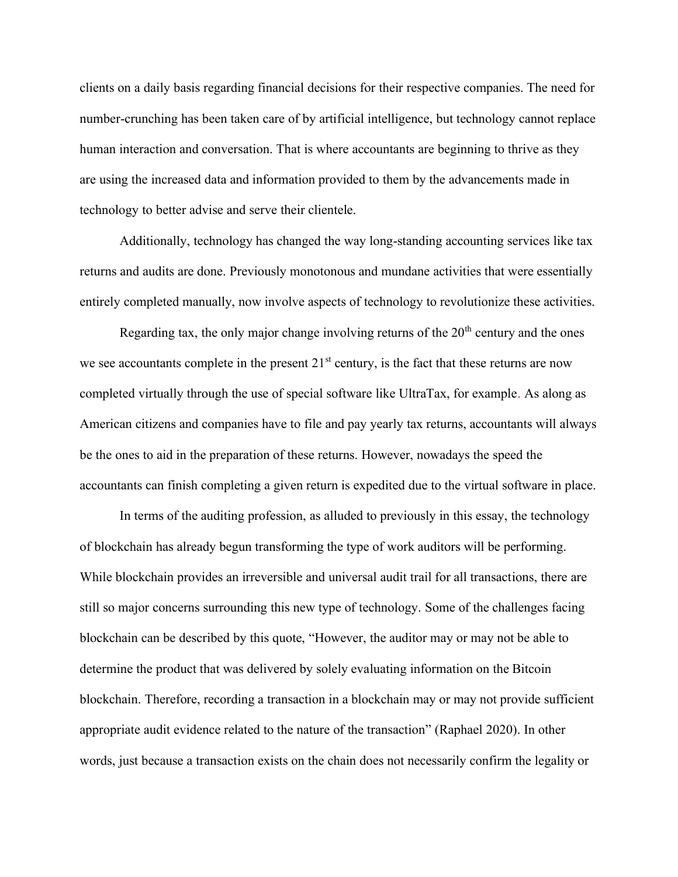clients on a daily basis regarding financial decisions for their respective companies. The need for number-crunching has been taken care of by artificial intelligence, but technology cannot replace human interaction and conversation. That is where accountants are beginning to thrive as they are using the increased data and information provided to them by the advancements made in technology to better advise and serve their clientele.

Additionally, technology has changed the way long-standing accounting services like tax returns and audits are done. Previously monotonous and mundane activities that were essentially entirely completed manually, now involve aspects of technology to revolutionize these activities.

Regarding tax, the only major change involving returns of the 20th century and the ones we see accountants complete in the present 21st century, is the fact that these returns are now completed virtually through the use of special software like UltraTax, for example. As along as American citizens and companies have to file and pay yearly tax returns, accountants will always be the ones to aid in the preparation of these returns. However, nowadays the speed the accountants can finish completing a given return is expedited due to the virtual software in place.

In terms of the auditing profession, as alluded to previously in this essay, the technology of blockchain has already begun transforming the type of work auditors will be performing. While blockchain provides an irreversible and universal audit trail for all transactions, there are still so major concerns surrounding this new type of technology. Some of the challenges facing blockchain can be described by this quote, "However, the auditor may or may not be able to determine the product that was delivered by solely evaluating information on the Bitcoin blockchain. Therefore, recording a transaction in a blockchain may or may not provide sufficient appropriate audit evidence related to the nature of the transaction" (Raphael 2020). In other words, just because a transaction exists on the chain does not necessarily confirm the legality or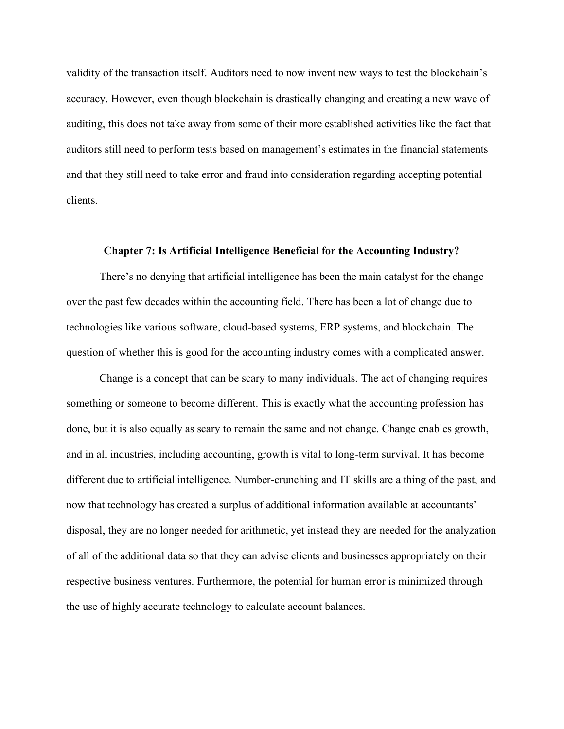validity of the transaction itself. Auditors need to now invent new ways to test the blockchain's accuracy. However, even though blockchain is drastically changing and creating a new wave of auditing, this does not take away from some of their more established activities like the fact that auditors still need to perform tests based on management's estimates in the financial statements and that they still need to take error and fraud into consideration regarding accepting potential clients.

## Chapter 7: Is Artificial Intelligence Beneficial for the Accounting Industry?

There's no denying that artificial intelligence has been the main catalyst for the change over the past few decades within the accounting field. There has been a lot of change due to technologies like various software, cloud-based systems, ERP systems, and blockchain. The question of whether this is good for the accounting industry comes with a complicated answer.

Change is a concept that can be scary to many individuals. The act of changing requires something or someone to become different. This is exactly what the accounting profession has done, but it is also equally as scary to remain the same and not change. Change enables growth, and in all industries, including accounting, growth is vital to long-term survival. It has become different due to artificial intelligence. Number-crunching and IT skills are a thing of the past, and now that technology has created a surplus of additional information available at accountants' disposal, they are no longer needed for arithmetic, yet instead they are needed for the analyzation of all of the additional data so that they can advise clients and businesses appropriately on their respective business ventures. Furthermore, the potential for human error is minimized through the use of highly accurate technology to calculate account balances.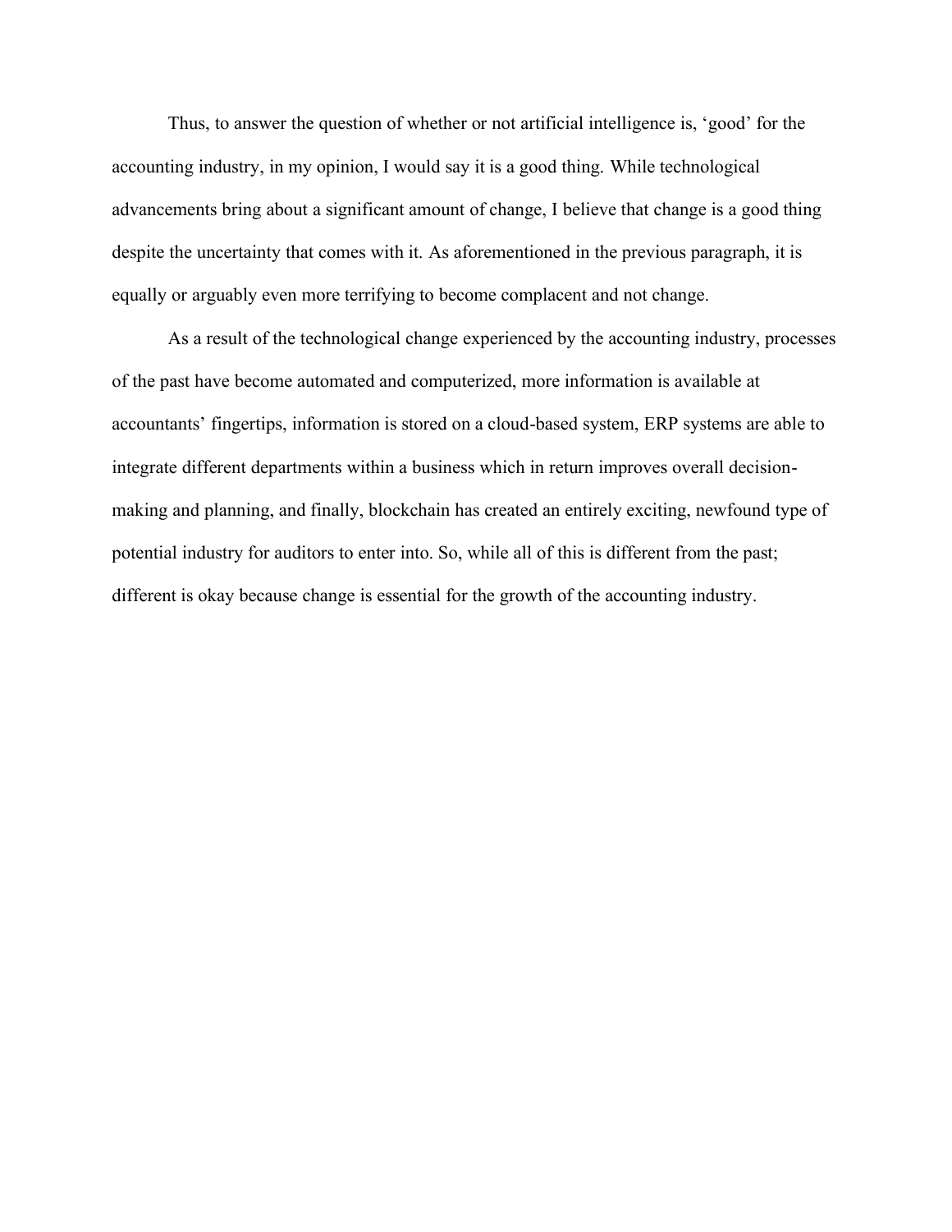Thus, to answer the question of whether or not artificial intelligence is, 'good' for the accounting industry, in my opinion, I would say it is a good thing. While technological advancements bring about a significant amount of change, I believe that change is a good thing despite the uncertainty that comes with it. As aforementioned in the previous paragraph, it is equally or arguably even more terrifying to become complacent and not change.

As a result of the technological change experienced by the accounting industry, processes of the past have become automated and computerized, more information is available at accountants' fingertips, information is stored on a cloud-based system, ERP systems are able to integrate different departments within a business which in return improves overall decision-making and planning, and finally, blockchain has created an entirely exciting, newfound type of potential industry for auditors to enter into. So, while all of this is different from the past; different is okay because change is essential for the growth of the accounting industry.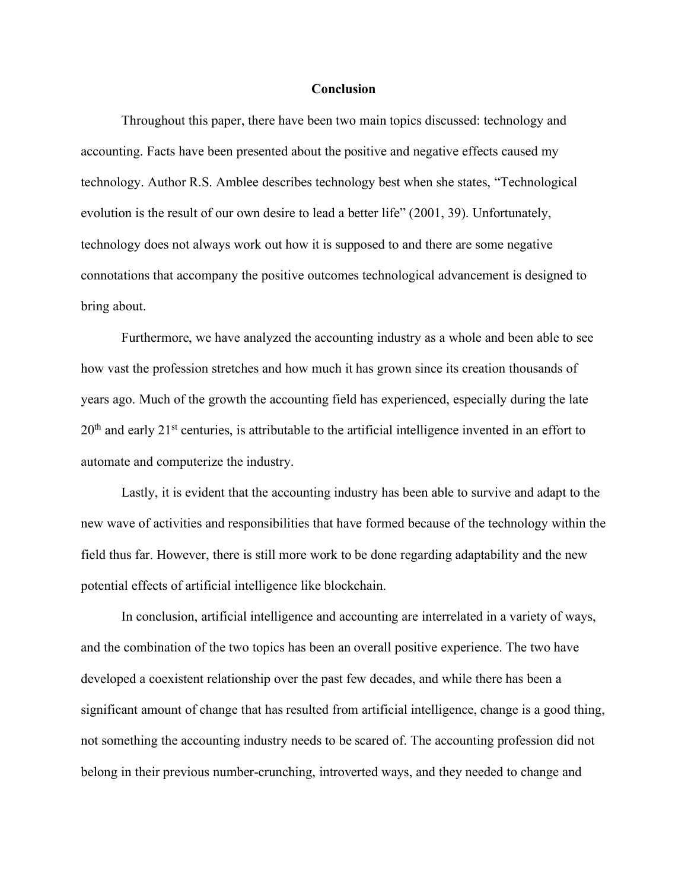## Conclusion

Throughout this paper, there have been two main topics discussed: technology and accounting. Facts have been presented about the positive and negative effects caused my technology. Author R.S. Amblee describes technology best when she states, "Technological evolution is the result of our own desire to lead a better life" (2001, 39). Unfortunately, technology does not always work out how it is supposed to and there are some negative connotations that accompany the positive outcomes technological advancement is designed to bring about.

Furthermore, we have analyzed the accounting industry as a whole and been able to see how vast the profession stretches and how much it has grown since its creation thousands of years ago. Much of the growth the accounting field has experienced, especially during the late 20th and early 21st centuries, is attributable to the artificial intelligence invented in an effort to automate and computerize the industry.

Lastly, it is evident that the accounting industry has been able to survive and adapt to the new wave of activities and responsibilities that have formed because of the technology within the field thus far. However, there is still more work to be done regarding adaptability and the new potential effects of artificial intelligence like blockchain.

In conclusion, artificial intelligence and accounting are interrelated in a variety of ways, and the combination of the two topics has been an overall positive experience. The two have developed a coexistent relationship over the past few decades, and while there has been a significant amount of change that has resulted from artificial intelligence, change is a good thing, not something the accounting industry needs to be scared of. The accounting profession did not belong in their previous number-crunching, introverted ways, and they needed to change and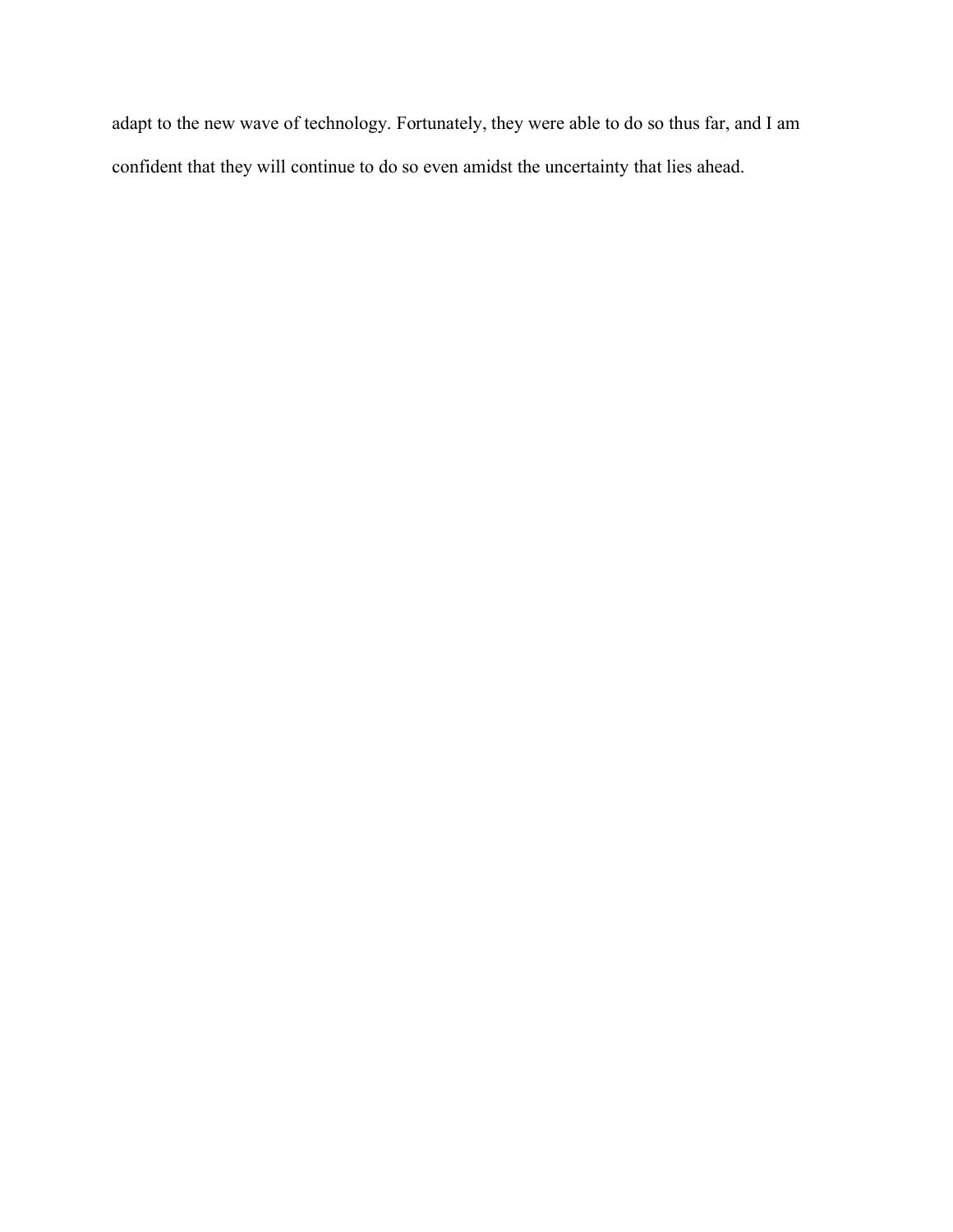adapt to the new wave of technology. Fortunately, they were able to do so thus far, and I am confident that they will continue to do so even amidst the uncertainty that lies ahead.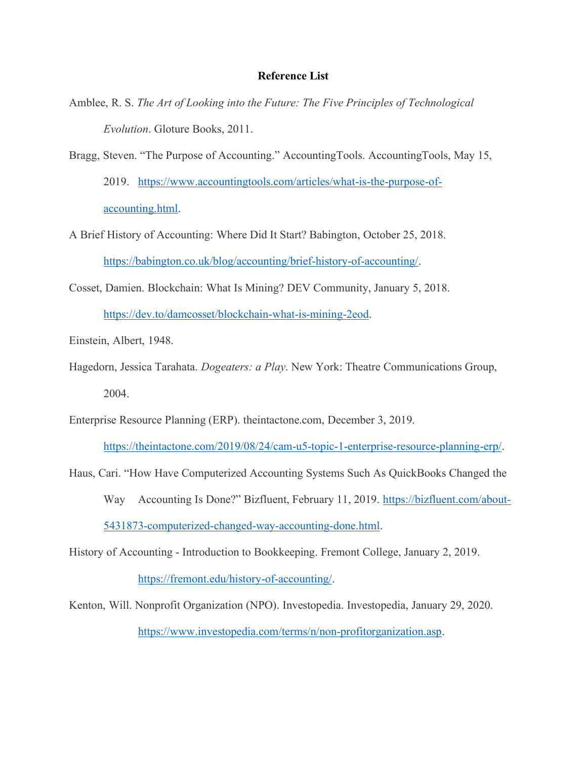**Reference List**

Amblee, R. S. *The Art of Looking into the Future: The Five Principles of Technological Evolution*. Gloture Books, 2011.

Bragg, Steven. "The Purpose of Accounting." AccountingTools. AccountingTools, May 15, 2019. https://www.accountingtools.com/articles/what-is-the-purpose-of-accounting.html.

A Brief History of Accounting: Where Did It Start? Babington, October 25, 2018. https://babington.co.uk/blog/accounting/brief-history-of-accounting/.

Cosset, Damien. Blockchain: What Is Mining? DEV Community, January 5, 2018. https://dev.to/damcosset/blockchain-what-is-mining-2eod.

Einstein, Albert, 1948.

Hagedorn, Jessica Tarahata. *Dogeaters: a Play*. New York: Theatre Communications Group, 2004.

Enterprise Resource Planning (ERP). theintactone.com, December 3, 2019. https://theintactone.com/2019/08/24/cam-u5-topic-1-enterprise-resource-planning-erp/.

Haus, Cari. "How Have Computerized Accounting Systems Such As QuickBooks Changed the Way Accounting Is Done?" Bizfluent, February 11, 2019. https://bizfluent.com/about-5431873-computerized-changed-way-accounting-done.html.

History of Accounting - Introduction to Bookkeeping. Fremont College, January 2, 2019. https://fremont.edu/history-of-accounting/.

Kenton, Will. Nonprofit Organization (NPO). Investopedia. Investopedia, January 29, 2020. https://www.investopedia.com/terms/n/non-profitorganization.asp.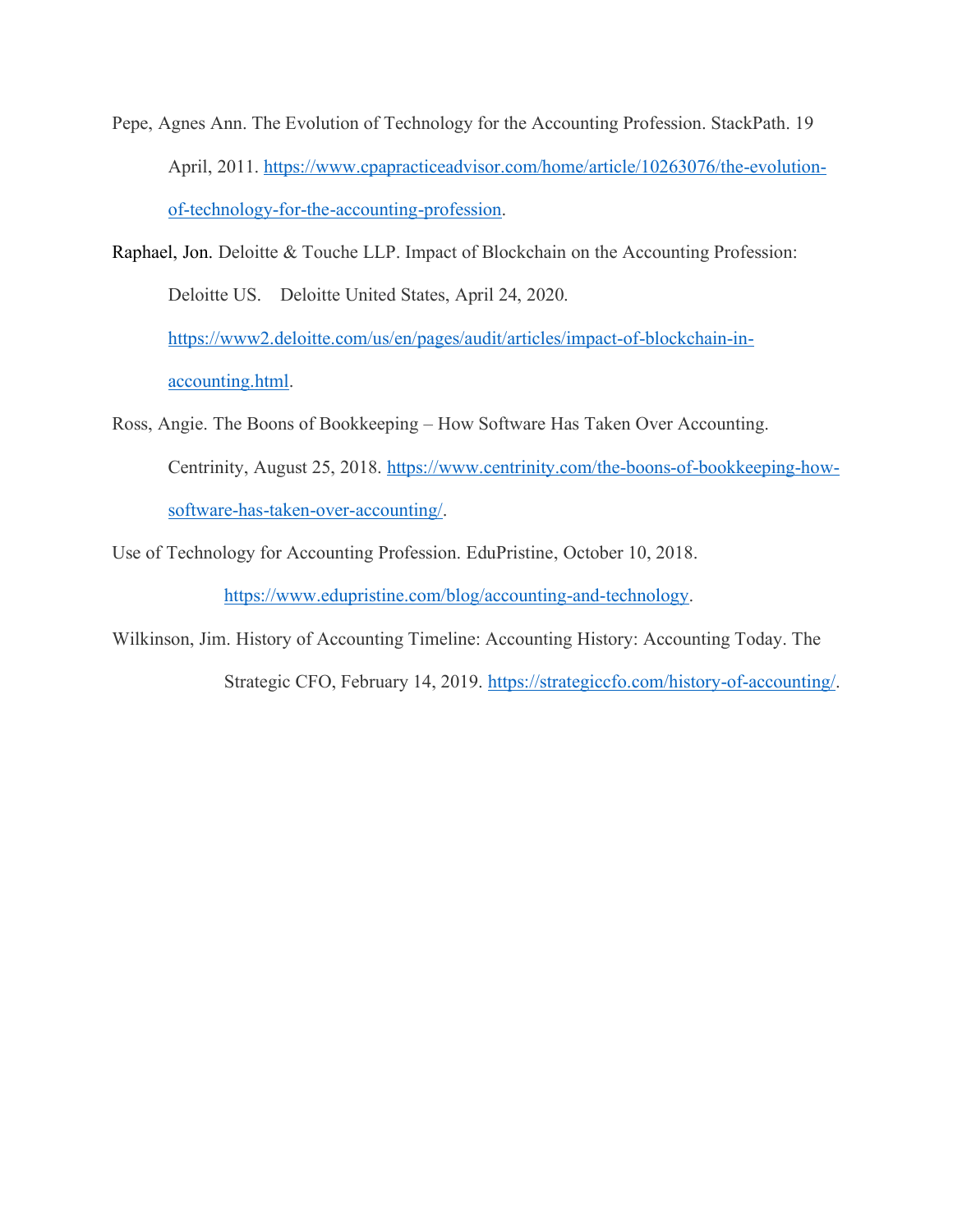Pepe, Agnes Ann. The Evolution of Technology for the Accounting Profession. StackPath. 19 April, 2011. https://www.cpapracticeadvisor.com/home/article/10263076/the-evolution-of-technology-for-the-accounting-profession.

Raphael, Jon. Deloitte & Touche LLP. Impact of Blockchain on the Accounting Profession: Deloitte US.   Deloitte United States, April 24, 2020. https://www2.deloitte.com/us/en/pages/audit/articles/impact-of-blockchain-in-accounting.html.

Ross, Angie. The Boons of Bookkeeping – How Software Has Taken Over Accounting. Centrinity, August 25, 2018. https://www.centrinity.com/the-boons-of-bookkeeping-how-software-has-taken-over-accounting/.

Use of Technology for Accounting Profession. EduPristine, October 10, 2018. https://www.edupristine.com/blog/accounting-and-technology.

Wilkinson, Jim. History of Accounting Timeline: Accounting History: Accounting Today. The Strategic CFO, February 14, 2019. https://strategiccfo.com/history-of-accounting/.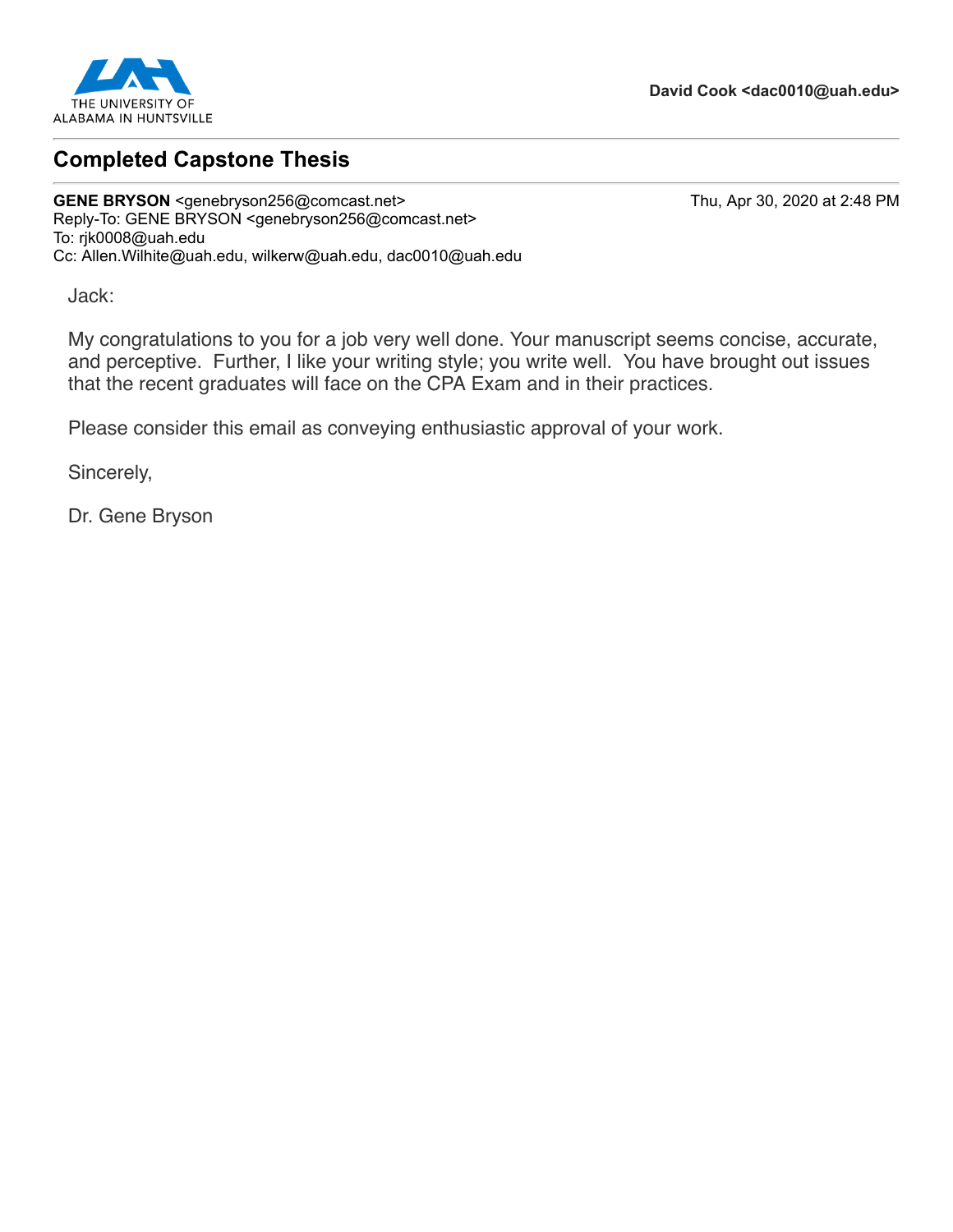THE UNIVERSITY OF ALABAMA IN HUNTSVILLE

**David Cook <dac0010@uah.edu>**

## Completed Capstone Thesis

**GENE BRYSON** <genebryson256@comcast.net>
Thu, Apr 30, 2020 at 2:48 PM
Reply-To: GENE BRYSON <genebryson256@comcast.net>
To: rjk0008@uah.edu
Cc: Allen.Wilhite@uah.edu, wilkerw@uah.edu, dac0010@uah.edu

Jack:

My congratulations to you for a job very well done. Your manuscript seems concise, accurate, and perceptive. Further, I like your writing style; you write well. You have brought out issues that the recent graduates will face on the CPA Exam and in their practices.

Please consider this email as conveying enthusiastic approval of your work.

Sincerely,

Dr. Gene Bryson